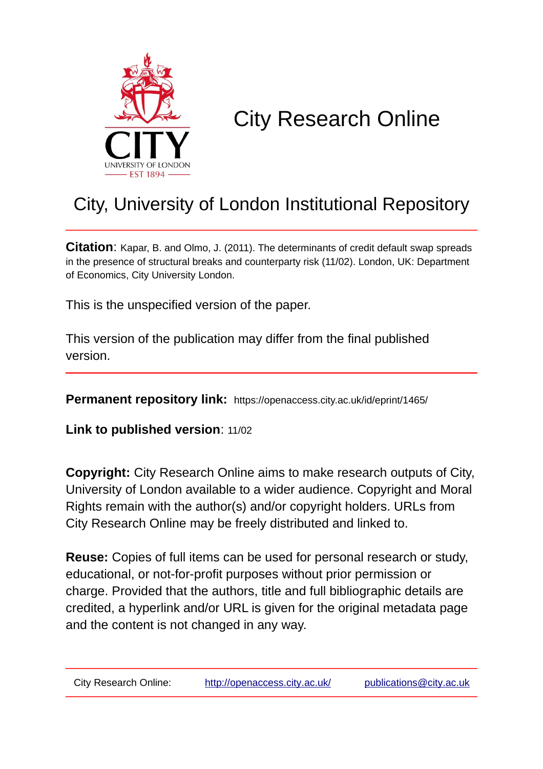CITY
UNIVERSITY OF LONDON
EST 1894

# City Research Online

## City, University of London Institutional Repository

**Citation**: Kapar, B. and Olmo, J. (2011). The determinants of credit default swap spreads in the presence of structural breaks and counterparty risk (11/02). London, UK: Department of Economics, City University London.

This is the unspecified version of the paper.

This version of the publication may differ from the final published version.

**Permanent repository link:** https://openaccess.city.ac.uk/id/eprint/1465/

**Link to published version**: 11/02

**Copyright:** City Research Online aims to make research outputs of City, University of London available to a wider audience. Copyright and Moral Rights remain with the author(s) and/or copyright holders. URLs from City Research Online may be freely distributed and linked to.

**Reuse:** Copies of full items can be used for personal research or study, educational, or not-for-profit purposes without prior permission or charge. Provided that the authors, title and full bibliographic details are credited, a hyperlink and/or URL is given for the original metadata page and the content is not changed in any way.

City Research Online: http://openaccess.city.ac.uk/ publications@city.ac.uk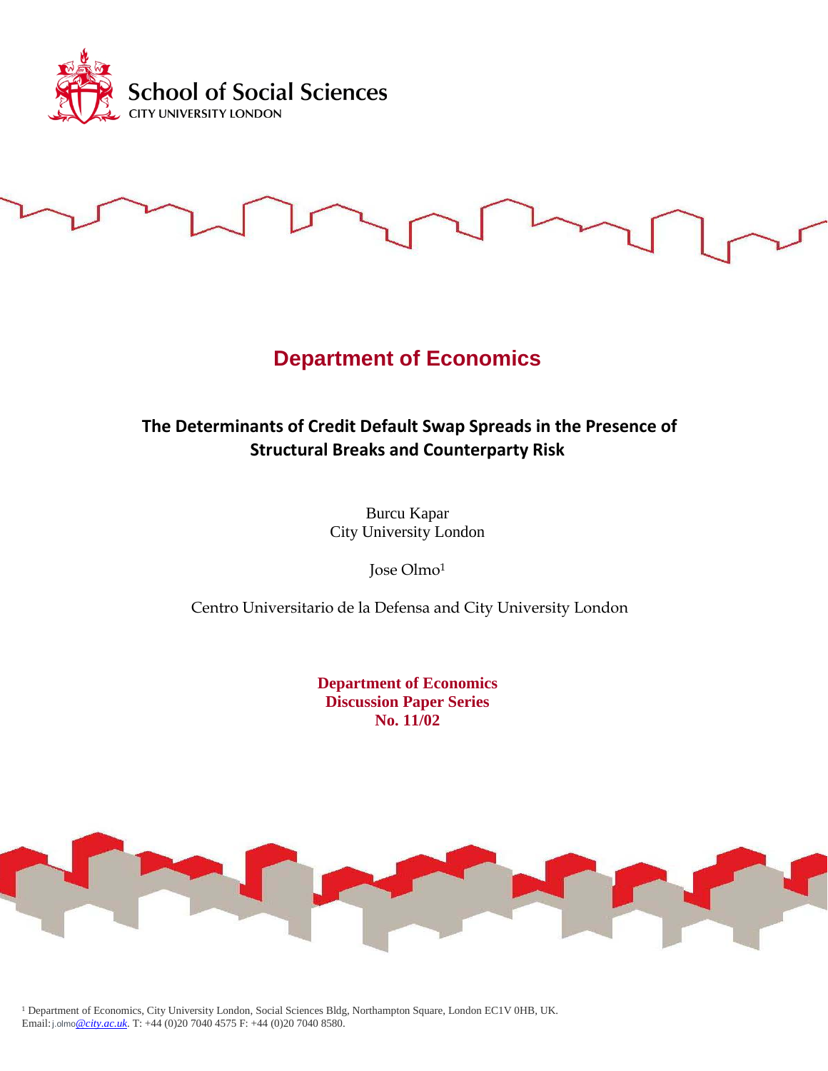School of Social Sciences
CITY UNIVERSITY LONDON

# Department of Economics

## The Determinants of Credit Default Swap Spreads in the Presence of Structural Breaks and Counterparty Risk

Burcu Kapar
City University London

Jose Olmo[1]

Centro Universitario de la Defensa and City University London

**Department of Economics**
**Discussion Paper Series**
**No. 11/02**

[1] Department of Economics, City University London, Social Sciences Bldg, Northampton Square, London EC1V 0HB, UK.
Email: j.olmo@city.ac.uk. T: +44 (0)20 7040 4575 F: +44 (0)20 7040 8580.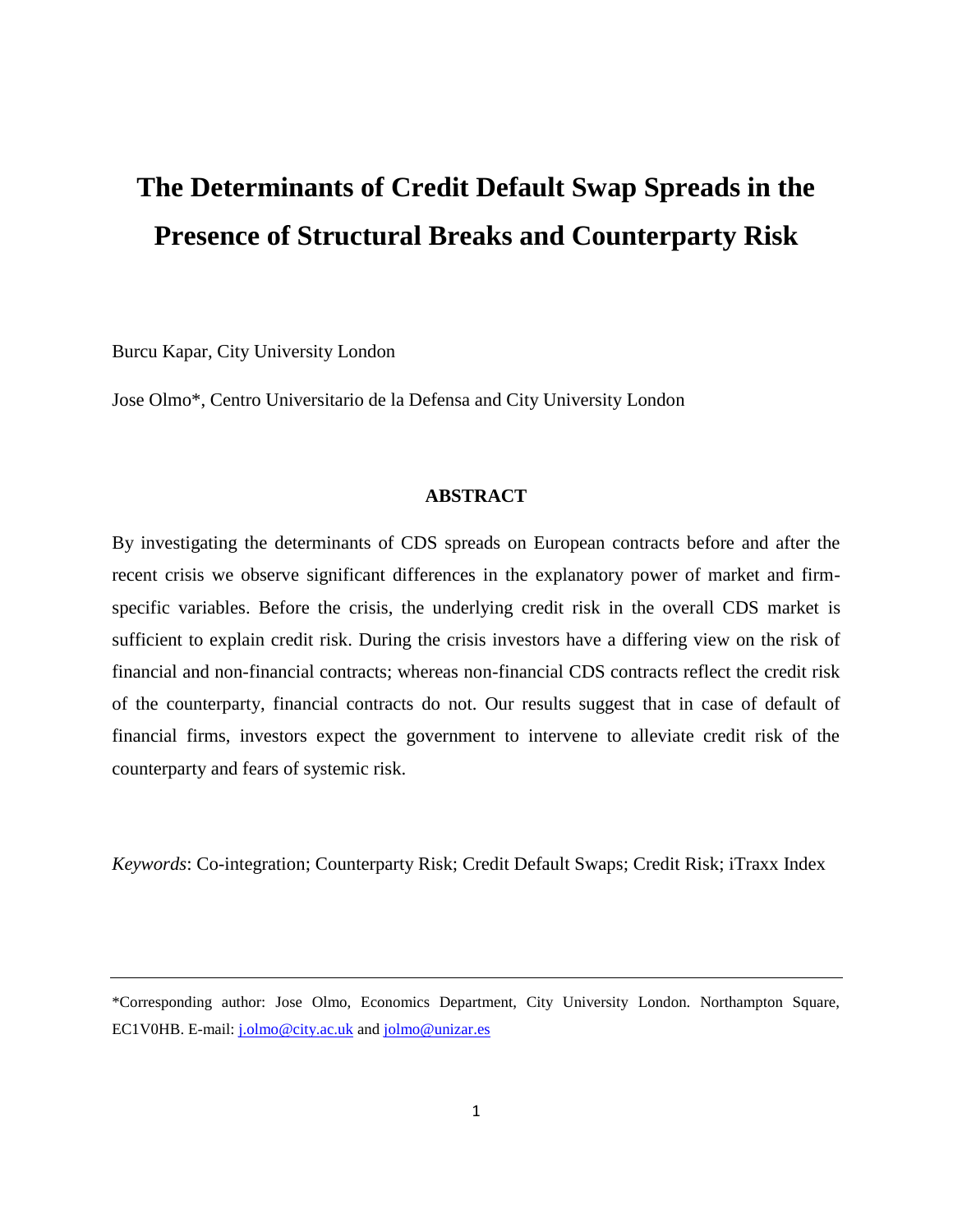# The Determinants of Credit Default Swap Spreads in the Presence of Structural Breaks and Counterparty Risk

Burcu Kapar, City University London

Jose Olmo*, Centro Universitario de la Defensa and City University London

**ABSTRACT**

By investigating the determinants of CDS spreads on European contracts before and after the recent crisis we observe significant differences in the explanatory power of market and firm-specific variables. Before the crisis, the underlying credit risk in the overall CDS market is sufficient to explain credit risk. During the crisis investors have a differing view on the risk of financial and non-financial contracts; whereas non-financial CDS contracts reflect the credit risk of the counterparty, financial contracts do not. Our results suggest that in case of default of financial firms, investors expect the government to intervene to alleviate credit risk of the counterparty and fears of systemic risk.

*Keywords*: Co-integration; Counterparty Risk; Credit Default Swaps; Credit Risk; iTraxx Index

---

*Corresponding author: Jose Olmo, Economics Department, City University London. Northampton Square, EC1V0HB. E-mail: j.olmo@city.ac.uk and jolmo@unizar.es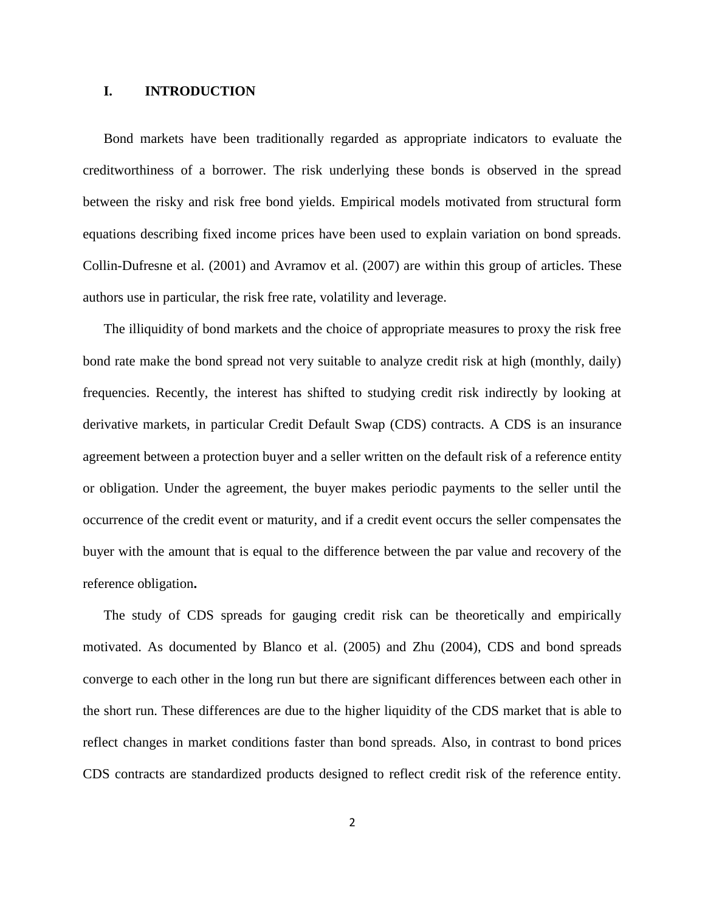# I. INTRODUCTION

Bond markets have been traditionally regarded as appropriate indicators to evaluate the creditworthiness of a borrower. The risk underlying these bonds is observed in the spread between the risky and risk free bond yields. Empirical models motivated from structural form equations describing fixed income prices have been used to explain variation on bond spreads. Collin-Dufresne et al. (2001) and Avramov et al. (2007) are within this group of articles. These authors use in particular, the risk free rate, volatility and leverage.

The illiquidity of bond markets and the choice of appropriate measures to proxy the risk free bond rate make the bond spread not very suitable to analyze credit risk at high (monthly, daily) frequencies. Recently, the interest has shifted to studying credit risk indirectly by looking at derivative markets, in particular Credit Default Swap (CDS) contracts. A CDS is an insurance agreement between a protection buyer and a seller written on the default risk of a reference entity or obligation. Under the agreement, the buyer makes periodic payments to the seller until the occurrence of the credit event or maturity, and if a credit event occurs the seller compensates the buyer with the amount that is equal to the difference between the par value and recovery of the reference obligation**.**

The study of CDS spreads for gauging credit risk can be theoretically and empirically motivated. As documented by Blanco et al. (2005) and Zhu (2004), CDS and bond spreads converge to each other in the long run but there are significant differences between each other in the short run. These differences are due to the higher liquidity of the CDS market that is able to reflect changes in market conditions faster than bond spreads. Also, in contrast to bond prices CDS contracts are standardized products designed to reflect credit risk of the reference entity.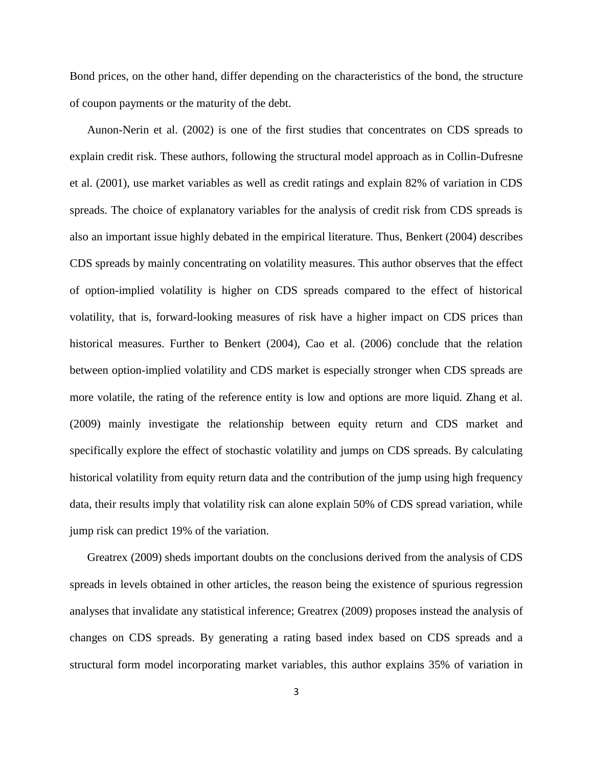Bond prices, on the other hand, differ depending on the characteristics of the bond, the structure of coupon payments or the maturity of the debt.

Aunon-Nerin et al. (2002) is one of the first studies that concentrates on CDS spreads to explain credit risk. These authors, following the structural model approach as in Collin-Dufresne et al. (2001), use market variables as well as credit ratings and explain 82% of variation in CDS spreads. The choice of explanatory variables for the analysis of credit risk from CDS spreads is also an important issue highly debated in the empirical literature. Thus, Benkert (2004) describes CDS spreads by mainly concentrating on volatility measures. This author observes that the effect of option-implied volatility is higher on CDS spreads compared to the effect of historical volatility, that is, forward-looking measures of risk have a higher impact on CDS prices than historical measures. Further to Benkert (2004), Cao et al. (2006) conclude that the relation between option-implied volatility and CDS market is especially stronger when CDS spreads are more volatile, the rating of the reference entity is low and options are more liquid. Zhang et al. (2009) mainly investigate the relationship between equity return and CDS market and specifically explore the effect of stochastic volatility and jumps on CDS spreads. By calculating historical volatility from equity return data and the contribution of the jump using high frequency data, their results imply that volatility risk can alone explain 50% of CDS spread variation, while jump risk can predict 19% of the variation.

Greatrex (2009) sheds important doubts on the conclusions derived from the analysis of CDS spreads in levels obtained in other articles, the reason being the existence of spurious regression analyses that invalidate any statistical inference; Greatrex (2009) proposes instead the analysis of changes on CDS spreads. By generating a rating based index based on CDS spreads and a structural form model incorporating market variables, this author explains 35% of variation in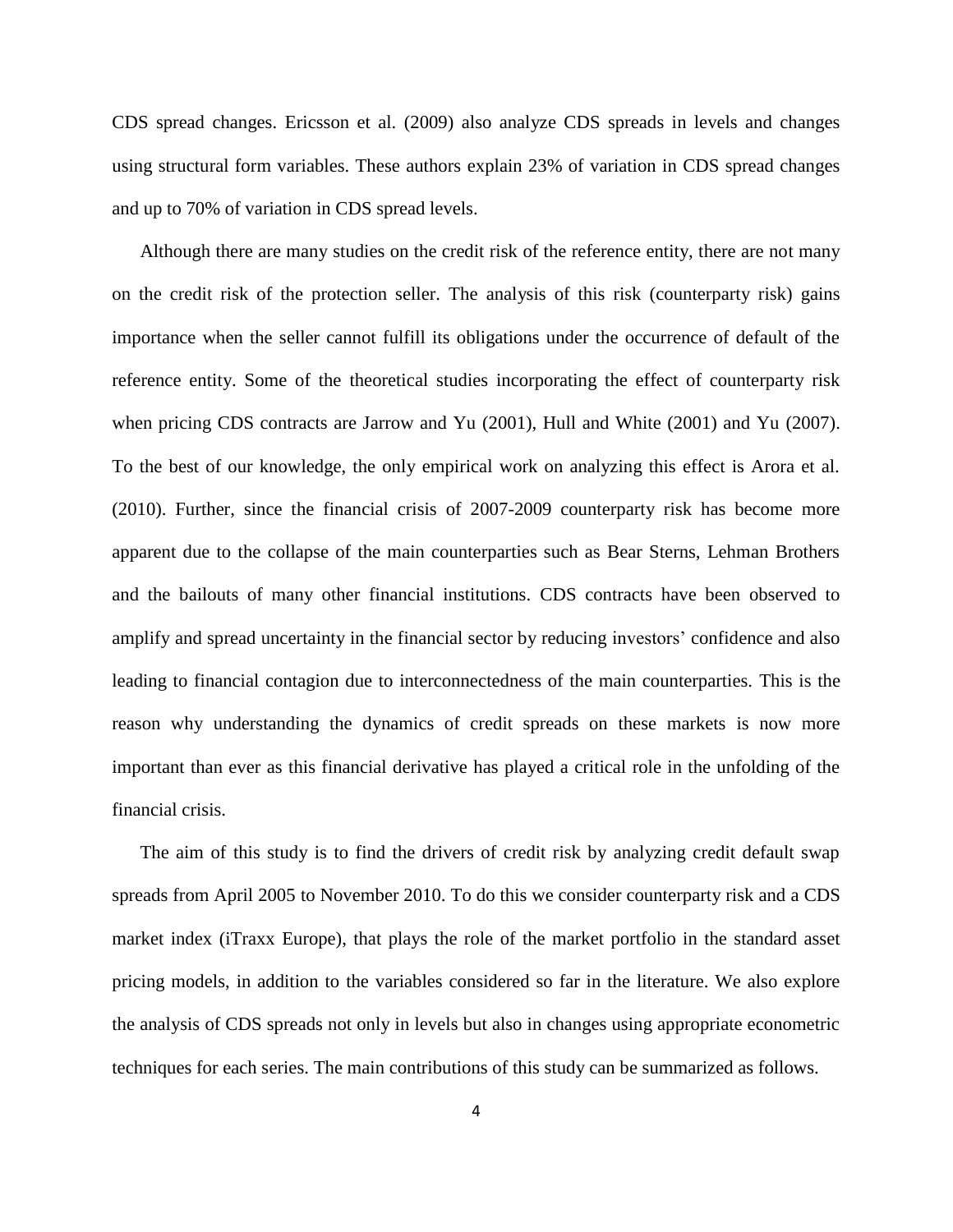CDS spread changes. Ericsson et al. (2009) also analyze CDS spreads in levels and changes using structural form variables. These authors explain 23% of variation in CDS spread changes and up to 70% of variation in CDS spread levels.

Although there are many studies on the credit risk of the reference entity, there are not many on the credit risk of the protection seller. The analysis of this risk (counterparty risk) gains importance when the seller cannot fulfill its obligations under the occurrence of default of the reference entity. Some of the theoretical studies incorporating the effect of counterparty risk when pricing CDS contracts are Jarrow and Yu (2001), Hull and White (2001) and Yu (2007). To the best of our knowledge, the only empirical work on analyzing this effect is Arora et al. (2010). Further, since the financial crisis of 2007-2009 counterparty risk has become more apparent due to the collapse of the main counterparties such as Bear Sterns, Lehman Brothers and the bailouts of many other financial institutions. CDS contracts have been observed to amplify and spread uncertainty in the financial sector by reducing investors' confidence and also leading to financial contagion due to interconnectedness of the main counterparties. This is the reason why understanding the dynamics of credit spreads on these markets is now more important than ever as this financial derivative has played a critical role in the unfolding of the financial crisis.

The aim of this study is to find the drivers of credit risk by analyzing credit default swap spreads from April 2005 to November 2010. To do this we consider counterparty risk and a CDS market index (iTraxx Europe), that plays the role of the market portfolio in the standard asset pricing models, in addition to the variables considered so far in the literature. We also explore the analysis of CDS spreads not only in levels but also in changes using appropriate econometric techniques for each series. The main contributions of this study can be summarized as follows.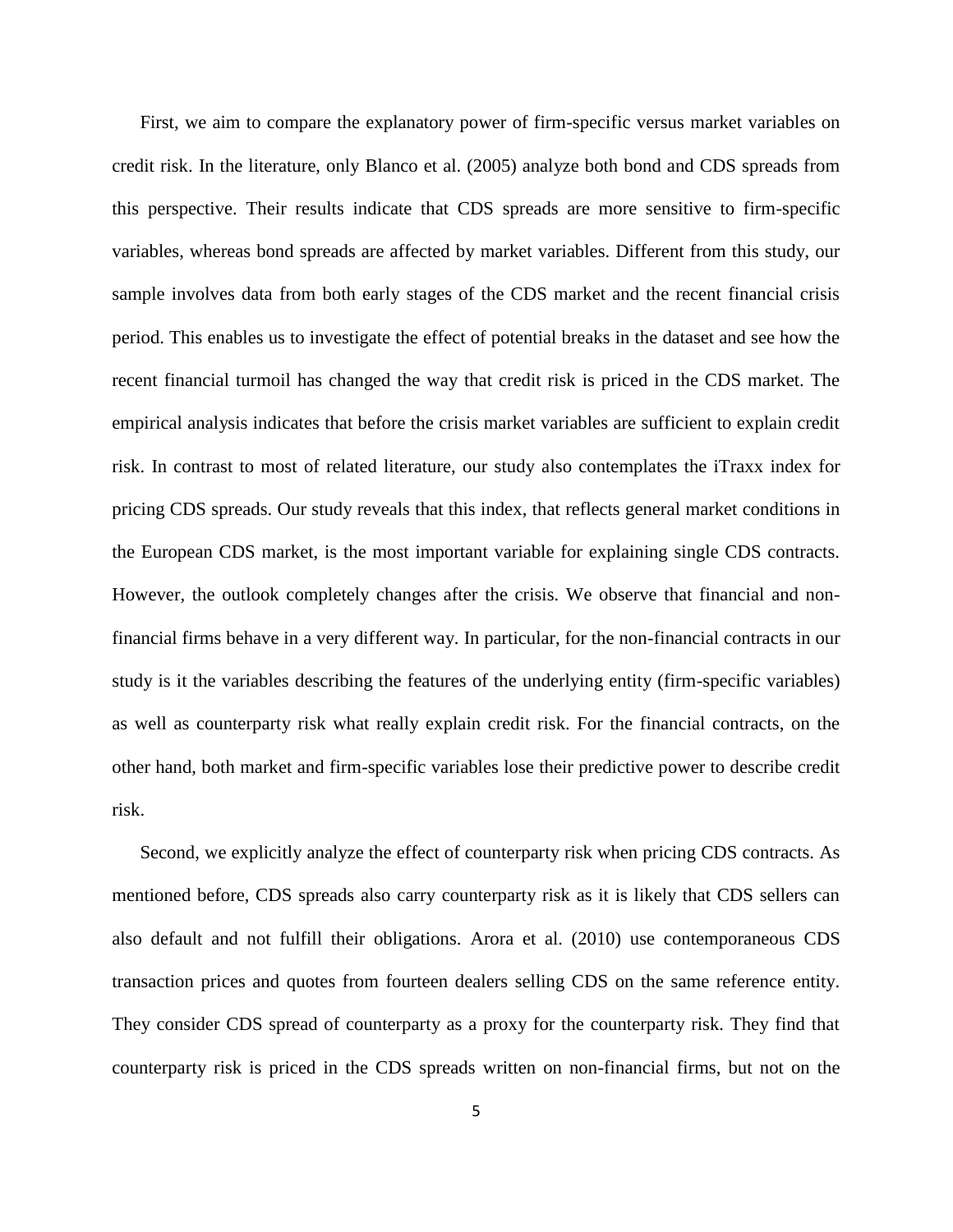First, we aim to compare the explanatory power of firm-specific versus market variables on credit risk. In the literature, only Blanco et al. (2005) analyze both bond and CDS spreads from this perspective. Their results indicate that CDS spreads are more sensitive to firm-specific variables, whereas bond spreads are affected by market variables. Different from this study, our sample involves data from both early stages of the CDS market and the recent financial crisis period. This enables us to investigate the effect of potential breaks in the dataset and see how the recent financial turmoil has changed the way that credit risk is priced in the CDS market. The empirical analysis indicates that before the crisis market variables are sufficient to explain credit risk. In contrast to most of related literature, our study also contemplates the iTraxx index for pricing CDS spreads. Our study reveals that this index, that reflects general market conditions in the European CDS market, is the most important variable for explaining single CDS contracts. However, the outlook completely changes after the crisis. We observe that financial and non-financial firms behave in a very different way. In particular, for the non-financial contracts in our study is it the variables describing the features of the underlying entity (firm-specific variables) as well as counterparty risk what really explain credit risk. For the financial contracts, on the other hand, both market and firm-specific variables lose their predictive power to describe credit risk.

Second, we explicitly analyze the effect of counterparty risk when pricing CDS contracts. As mentioned before, CDS spreads also carry counterparty risk as it is likely that CDS sellers can also default and not fulfill their obligations. Arora et al. (2010) use contemporaneous CDS transaction prices and quotes from fourteen dealers selling CDS on the same reference entity. They consider CDS spread of counterparty as a proxy for the counterparty risk. They find that counterparty risk is priced in the CDS spreads written on non-financial firms, but not on the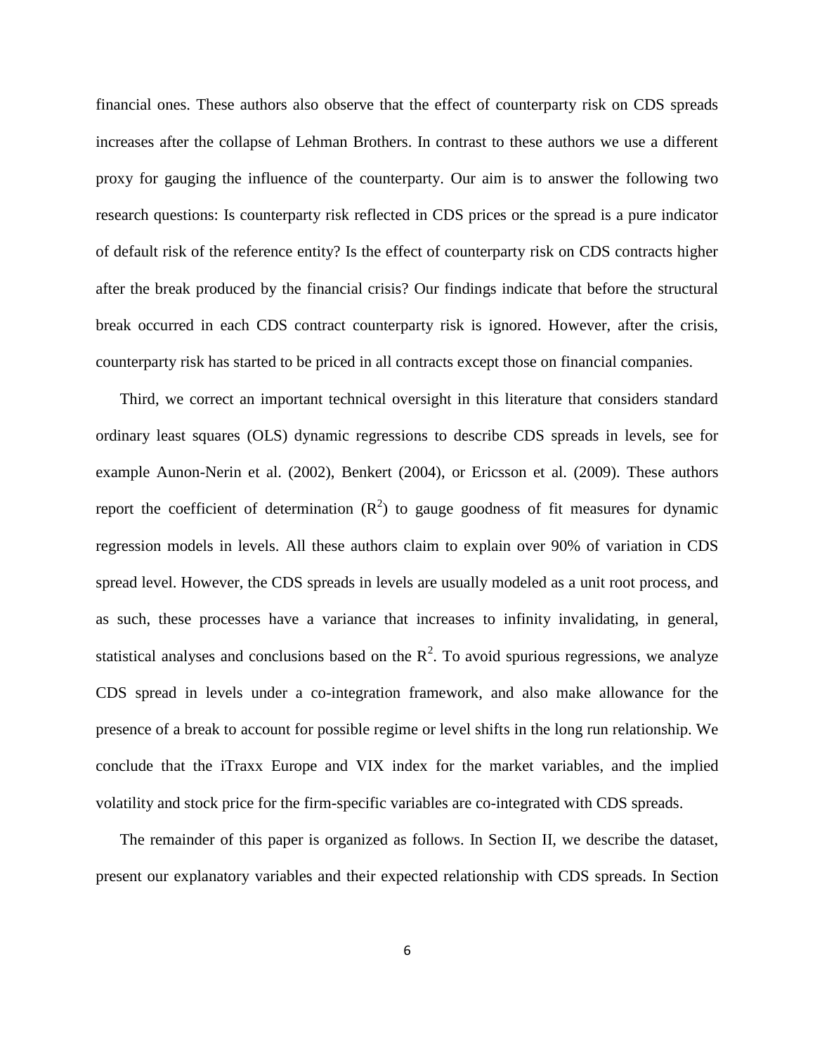financial ones. These authors also observe that the effect of counterparty risk on CDS spreads increases after the collapse of Lehman Brothers. In contrast to these authors we use a different proxy for gauging the influence of the counterparty. Our aim is to answer the following two research questions: Is counterparty risk reflected in CDS prices or the spread is a pure indicator of default risk of the reference entity? Is the effect of counterparty risk on CDS contracts higher after the break produced by the financial crisis? Our findings indicate that before the structural break occurred in each CDS contract counterparty risk is ignored. However, after the crisis, counterparty risk has started to be priced in all contracts except those on financial companies.

Third, we correct an important technical oversight in this literature that considers standard ordinary least squares (OLS) dynamic regressions to describe CDS spreads in levels, see for example Aunon-Nerin et al. (2002), Benkert (2004), or Ericsson et al. (2009). These authors report the coefficient of determination ($R^2$) to gauge goodness of fit measures for dynamic regression models in levels. All these authors claim to explain over 90% of variation in CDS spread level. However, the CDS spreads in levels are usually modeled as a unit root process, and as such, these processes have a variance that increases to infinity invalidating, in general, statistical analyses and conclusions based on the $R^2$. To avoid spurious regressions, we analyze CDS spread in levels under a co-integration framework, and also make allowance for the presence of a break to account for possible regime or level shifts in the long run relationship. We conclude that the iTraxx Europe and VIX index for the market variables, and the implied volatility and stock price for the firm-specific variables are co-integrated with CDS spreads.

The remainder of this paper is organized as follows. In Section II, we describe the dataset, present our explanatory variables and their expected relationship with CDS spreads. In Section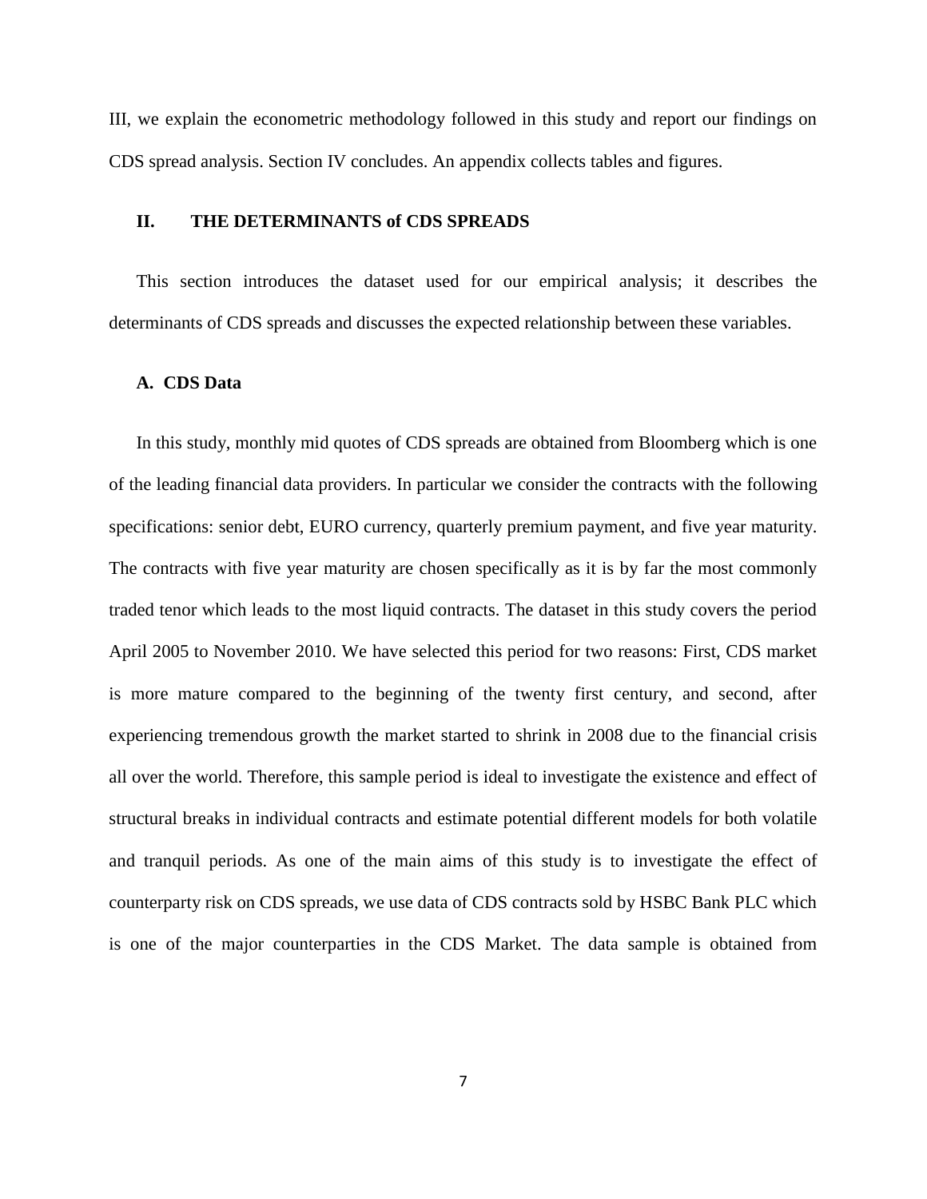III, we explain the econometric methodology followed in this study and report our findings on CDS spread analysis. Section IV concludes. An appendix collects tables and figures.

## II. THE DETERMINANTS of CDS SPREADS

This section introduces the dataset used for our empirical analysis; it describes the determinants of CDS spreads and discusses the expected relationship between these variables.

### A. CDS Data

In this study, monthly mid quotes of CDS spreads are obtained from Bloomberg which is one of the leading financial data providers. In particular we consider the contracts with the following specifications: senior debt, EURO currency, quarterly premium payment, and five year maturity. The contracts with five year maturity are chosen specifically as it is by far the most commonly traded tenor which leads to the most liquid contracts. The dataset in this study covers the period April 2005 to November 2010. We have selected this period for two reasons: First, CDS market is more mature compared to the beginning of the twenty first century, and second, after experiencing tremendous growth the market started to shrink in 2008 due to the financial crisis all over the world. Therefore, this sample period is ideal to investigate the existence and effect of structural breaks in individual contracts and estimate potential different models for both volatile and tranquil periods. As one of the main aims of this study is to investigate the effect of counterparty risk on CDS spreads, we use data of CDS contracts sold by HSBC Bank PLC which is one of the major counterparties in the CDS Market. The data sample is obtained from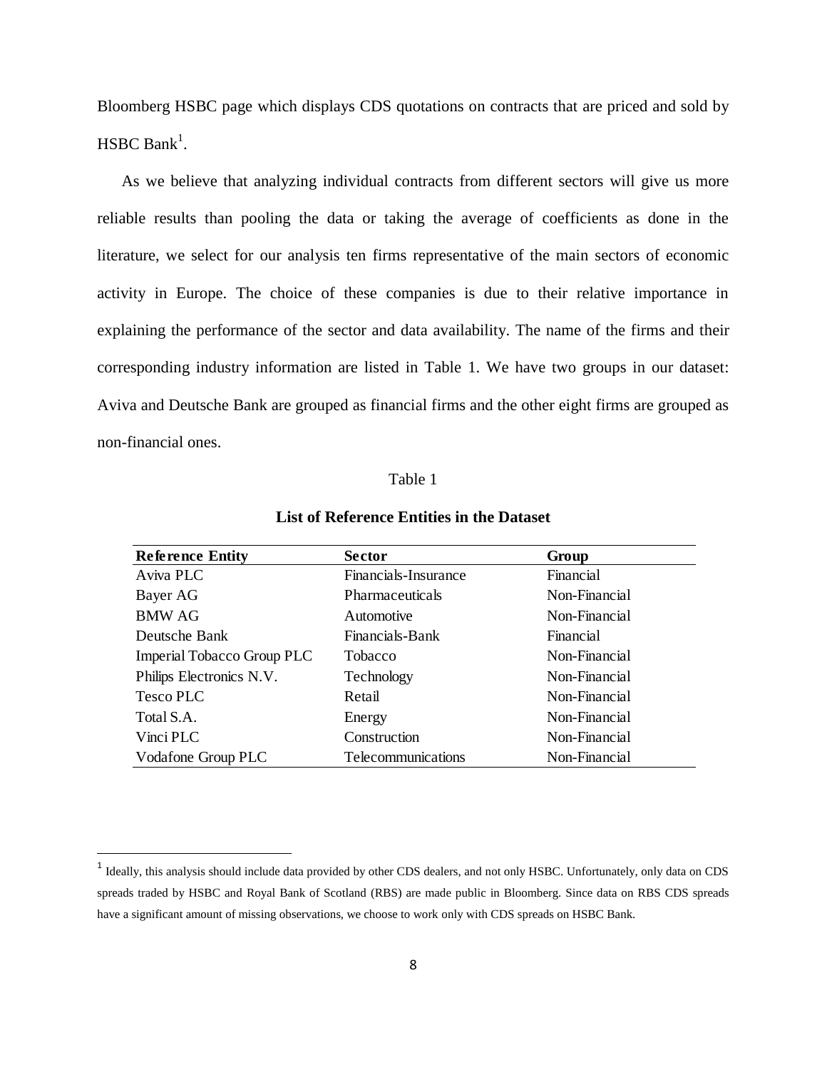Bloomberg HSBC page which displays CDS quotations on contracts that are priced and sold by HSBC Bank[1].

As we believe that analyzing individual contracts from different sectors will give us more reliable results than pooling the data or taking the average of coefficients as done in the literature, we select for our analysis ten firms representative of the main sectors of economic activity in Europe. The choice of these companies is due to their relative importance in explaining the performance of the sector and data availability. The name of the firms and their corresponding industry information are listed in Table 1. We have two groups in our dataset: Aviva and Deutsche Bank are grouped as financial firms and the other eight firms are grouped as non-financial ones.

Table 1

**List of Reference Entities in the Dataset**

| Reference Entity | Sector | Group |
|---|---|---|
| Aviva PLC | Financials-Insurance | Financial |
| Bayer AG | Pharmaceuticals | Non-Financial |
| BMW AG | Automotive | Non-Financial |
| Deutsche Bank | Financials-Bank | Financial |
| Imperial Tobacco Group PLC | Tobacco | Non-Financial |
| Philips Electronics N.V. | Technology | Non-Financial |
| Tesco PLC | Retail | Non-Financial |
| Total S.A. | Energy | Non-Financial |
| Vinci PLC | Construction | Non-Financial |
| Vodafone Group PLC | Telecommunications | Non-Financial |

[1] Ideally, this analysis should include data provided by other CDS dealers, and not only HSBC. Unfortunately, only data on CDS spreads traded by HSBC and Royal Bank of Scotland (RBS) are made public in Bloomberg. Since data on RBS CDS spreads have a significant amount of missing observations, we choose to work only with CDS spreads on HSBC Bank.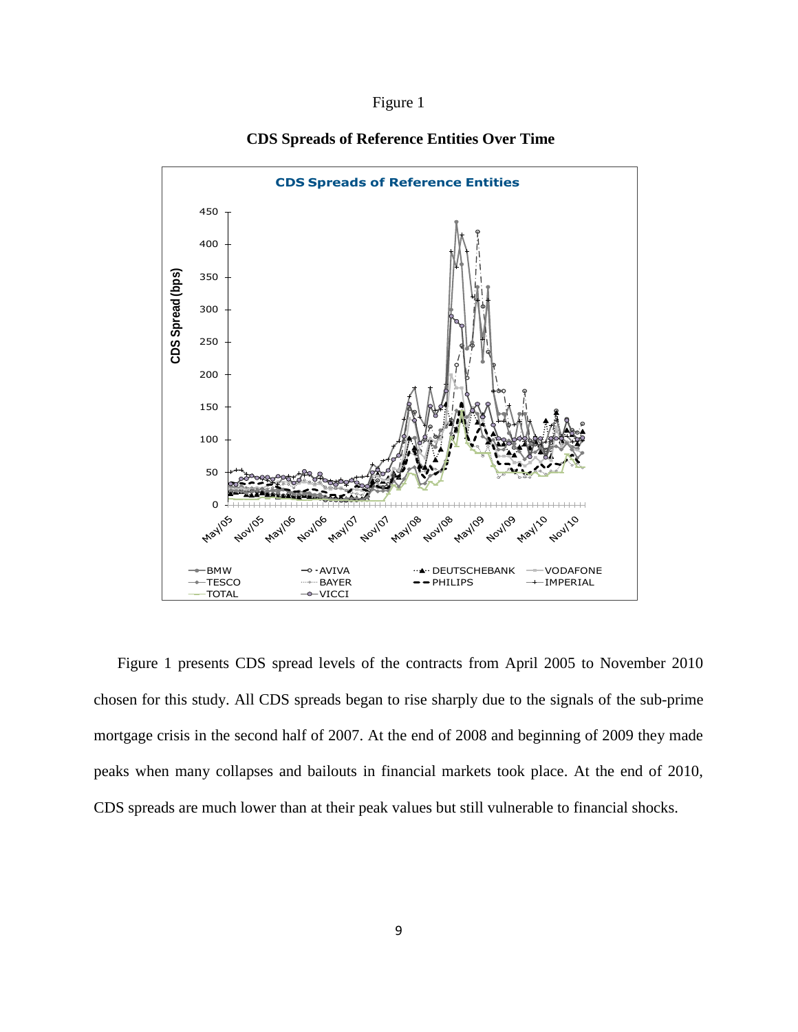Figure 1

**CDS Spreads of Reference Entities Over Time**

Figure 1 presents CDS spread levels of the contracts from April 2005 to November 2010 chosen for this study. All CDS spreads began to rise sharply due to the signals of the sub-prime mortgage crisis in the second half of 2007. At the end of 2008 and beginning of 2009 they made peaks when many collapses and bailouts in financial markets took place. At the end of 2010, CDS spreads are much lower than at their peak values but still vulnerable to financial shocks.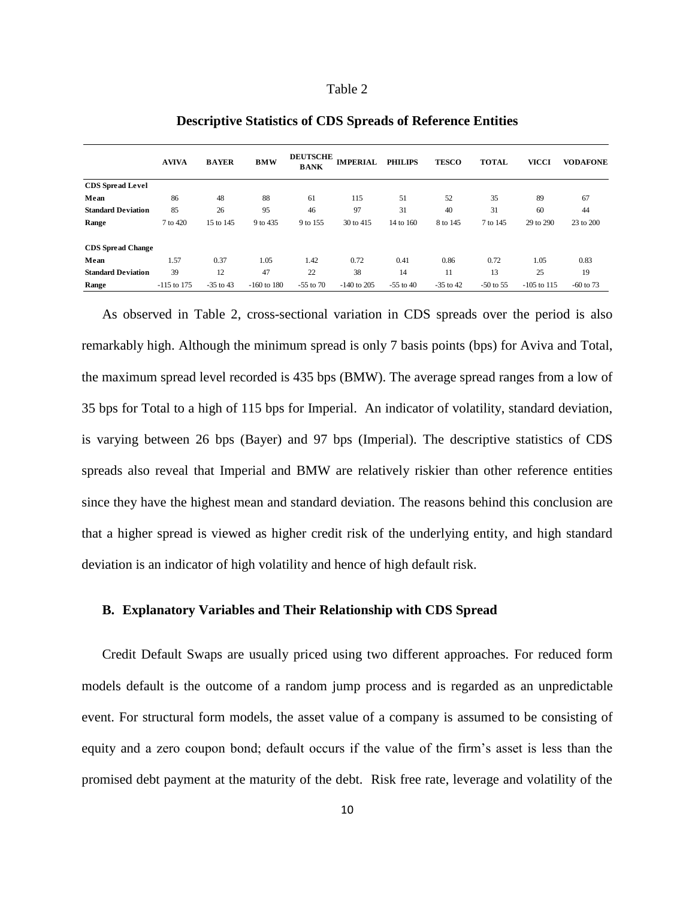Table 2

**Descriptive Statistics of CDS Spreads of Reference Entities**

| | AVIVA | BAYER | BMW | DEUTSCHE BANK | IMPERIAL | PHILIPS | TESCO | TOTAL | VICCI | VODAFONE |
|---|---|---|---|---|---|---|---|---|---|---|
| **CDS Spread Level** | | | | | | | | | | |
| **Mean** | 86 | 48 | 88 | 61 | 115 | 51 | 52 | 35 | 89 | 67 |
| **Standard Deviation** | 85 | 26 | 95 | 46 | 97 | 31 | 40 | 31 | 60 | 44 |
| **Range** | 7 to 420 | 15 to 145 | 9 to 435 | 9 to 155 | 30 to 415 | 14 to 160 | 8 to 145 | 7 to 145 | 29 to 290 | 23 to 200 |
| **CDS Spread Change** | | | | | | | | | | |
| **Mean** | 1.57 | 0.37 | 1.05 | 1.42 | 0.72 | 0.41 | 0.86 | 0.72 | 1.05 | 0.83 |
| **Standard Deviation** | 39 | 12 | 47 | 22 | 38 | 14 | 11 | 13 | 25 | 19 |
| **Range** | -115 to 175 | -35 to 43 | -160 to 180 | -55 to 70 | -140 to 205 | -55 to 40 | -35 to 42 | -50 to 55 | -105 to 115 | -60 to 73 |

As observed in Table 2, cross-sectional variation in CDS spreads over the period is also remarkably high. Although the minimum spread is only 7 basis points (bps) for Aviva and Total, the maximum spread level recorded is 435 bps (BMW). The average spread ranges from a low of 35 bps for Total to a high of 115 bps for Imperial. An indicator of volatility, standard deviation, is varying between 26 bps (Bayer) and 97 bps (Imperial). The descriptive statistics of CDS spreads also reveal that Imperial and BMW are relatively riskier than other reference entities since they have the highest mean and standard deviation. The reasons behind this conclusion are that a higher spread is viewed as higher credit risk of the underlying entity, and high standard deviation is an indicator of high volatility and hence of high default risk.

### B. Explanatory Variables and Their Relationship with CDS Spread

Credit Default Swaps are usually priced using two different approaches. For reduced form models default is the outcome of a random jump process and is regarded as an unpredictable event. For structural form models, the asset value of a company is assumed to be consisting of equity and a zero coupon bond; default occurs if the value of the firm's asset is less than the promised debt payment at the maturity of the debt. Risk free rate, leverage and volatility of the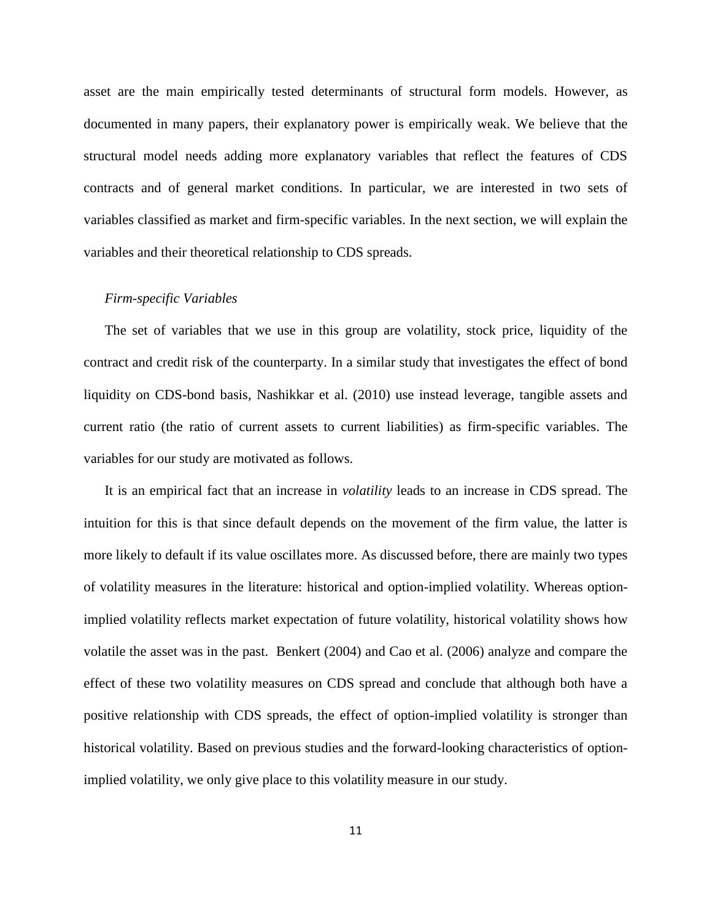asset are the main empirically tested determinants of structural form models. However, as documented in many papers, their explanatory power is empirically weak. We believe that the structural model needs adding more explanatory variables that reflect the features of CDS contracts and of general market conditions. In particular, we are interested in two sets of variables classified as market and firm-specific variables. In the next section, we will explain the variables and their theoretical relationship to CDS spreads.

*Firm-specific Variables*

The set of variables that we use in this group are volatility, stock price, liquidity of the contract and credit risk of the counterparty. In a similar study that investigates the effect of bond liquidity on CDS-bond basis, Nashikkar et al. (2010) use instead leverage, tangible assets and current ratio (the ratio of current assets to current liabilities) as firm-specific variables. The variables for our study are motivated as follows.

It is an empirical fact that an increase in *volatility* leads to an increase in CDS spread. The intuition for this is that since default depends on the movement of the firm value, the latter is more likely to default if its value oscillates more. As discussed before, there are mainly two types of volatility measures in the literature: historical and option-implied volatility. Whereas option-implied volatility reflects market expectation of future volatility, historical volatility shows how volatile the asset was in the past. Benkert (2004) and Cao et al. (2006) analyze and compare the effect of these two volatility measures on CDS spread and conclude that although both have a positive relationship with CDS spreads, the effect of option-implied volatility is stronger than historical volatility. Based on previous studies and the forward-looking characteristics of option-implied volatility, we only give place to this volatility measure in our study.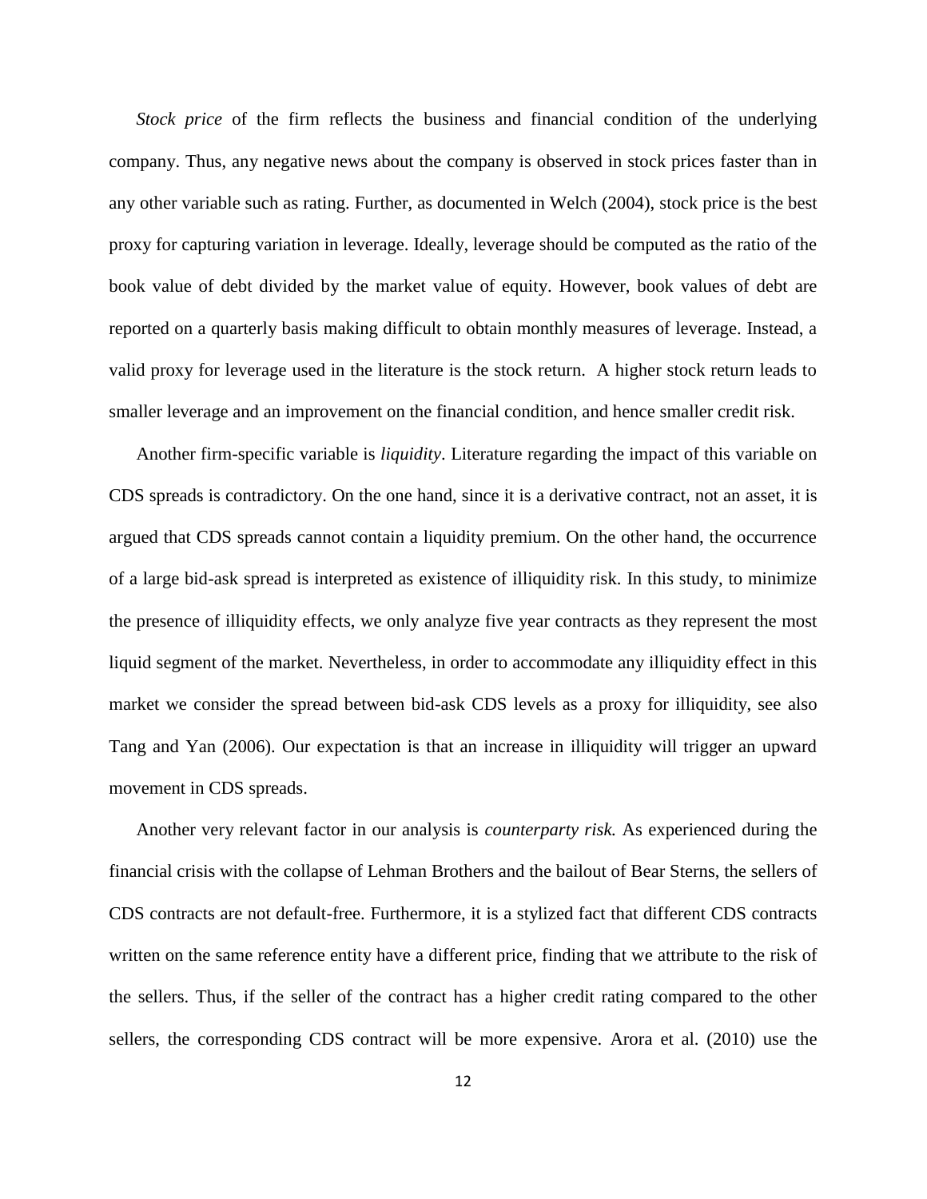*Stock price* of the firm reflects the business and financial condition of the underlying company. Thus, any negative news about the company is observed in stock prices faster than in any other variable such as rating. Further, as documented in Welch (2004), stock price is the best proxy for capturing variation in leverage. Ideally, leverage should be computed as the ratio of the book value of debt divided by the market value of equity. However, book values of debt are reported on a quarterly basis making difficult to obtain monthly measures of leverage. Instead, a valid proxy for leverage used in the literature is the stock return. A higher stock return leads to smaller leverage and an improvement on the financial condition, and hence smaller credit risk.

Another firm-specific variable is *liquidity*. Literature regarding the impact of this variable on CDS spreads is contradictory. On the one hand, since it is a derivative contract, not an asset, it is argued that CDS spreads cannot contain a liquidity premium. On the other hand, the occurrence of a large bid-ask spread is interpreted as existence of illiquidity risk. In this study, to minimize the presence of illiquidity effects, we only analyze five year contracts as they represent the most liquid segment of the market. Nevertheless, in order to accommodate any illiquidity effect in this market we consider the spread between bid-ask CDS levels as a proxy for illiquidity, see also Tang and Yan (2006). Our expectation is that an increase in illiquidity will trigger an upward movement in CDS spreads.

Another very relevant factor in our analysis is *counterparty risk.* As experienced during the financial crisis with the collapse of Lehman Brothers and the bailout of Bear Sterns, the sellers of CDS contracts are not default-free. Furthermore, it is a stylized fact that different CDS contracts written on the same reference entity have a different price, finding that we attribute to the risk of the sellers. Thus, if the seller of the contract has a higher credit rating compared to the other sellers, the corresponding CDS contract will be more expensive. Arora et al. (2010) use the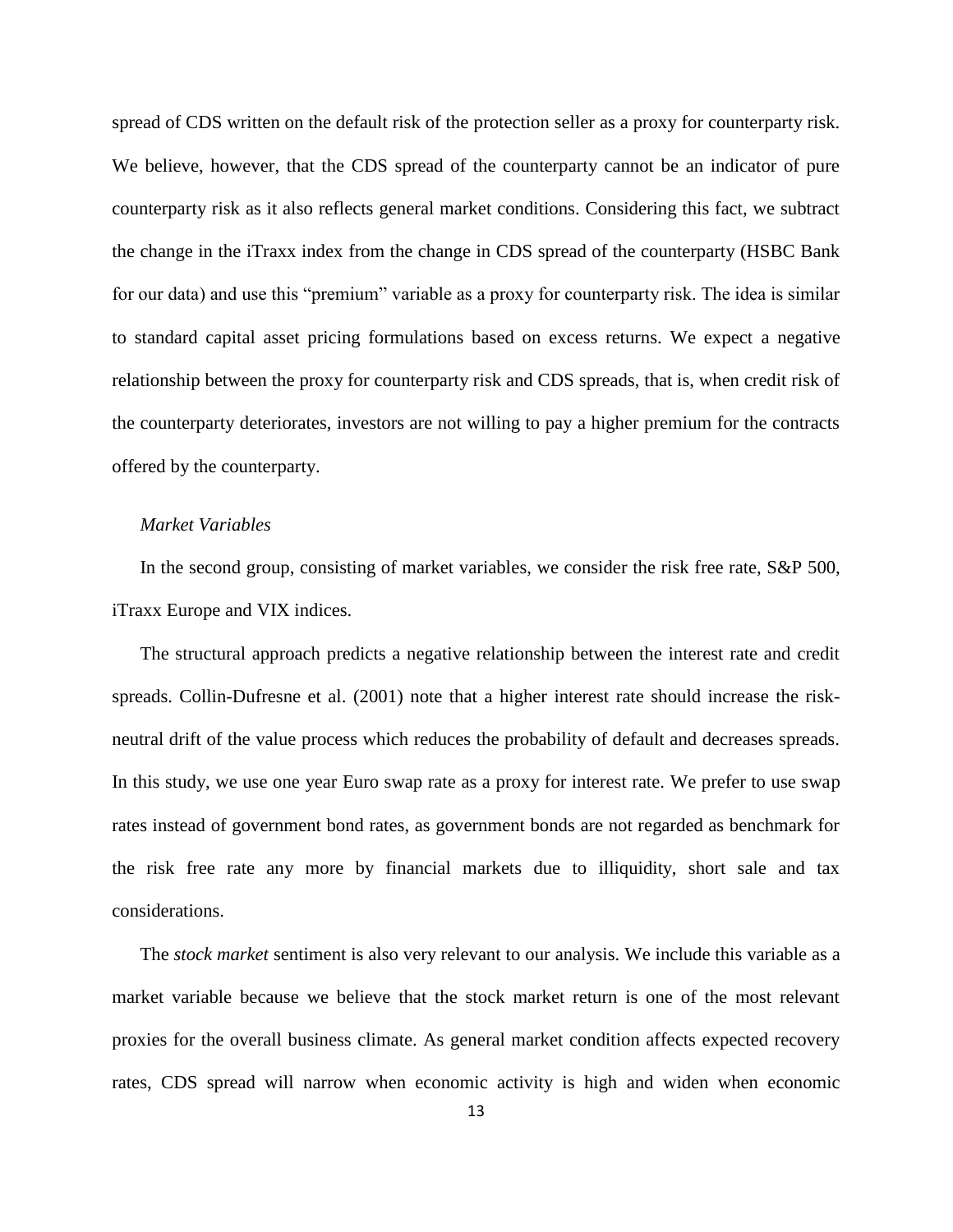spread of CDS written on the default risk of the protection seller as a proxy for counterparty risk. We believe, however, that the CDS spread of the counterparty cannot be an indicator of pure counterparty risk as it also reflects general market conditions. Considering this fact, we subtract the change in the iTraxx index from the change in CDS spread of the counterparty (HSBC Bank for our data) and use this "premium" variable as a proxy for counterparty risk. The idea is similar to standard capital asset pricing formulations based on excess returns. We expect a negative relationship between the proxy for counterparty risk and CDS spreads, that is, when credit risk of the counterparty deteriorates, investors are not willing to pay a higher premium for the contracts offered by the counterparty.

*Market Variables*

In the second group, consisting of market variables, we consider the risk free rate, S&P 500, iTraxx Europe and VIX indices.

The structural approach predicts a negative relationship between the interest rate and credit spreads. Collin-Dufresne et al. (2001) note that a higher interest rate should increase the risk-neutral drift of the value process which reduces the probability of default and decreases spreads. In this study, we use one year Euro swap rate as a proxy for interest rate. We prefer to use swap rates instead of government bond rates, as government bonds are not regarded as benchmark for the risk free rate any more by financial markets due to illiquidity, short sale and tax considerations.

The *stock market* sentiment is also very relevant to our analysis. We include this variable as a market variable because we believe that the stock market return is one of the most relevant proxies for the overall business climate. As general market condition affects expected recovery rates, CDS spread will narrow when economic activity is high and widen when economic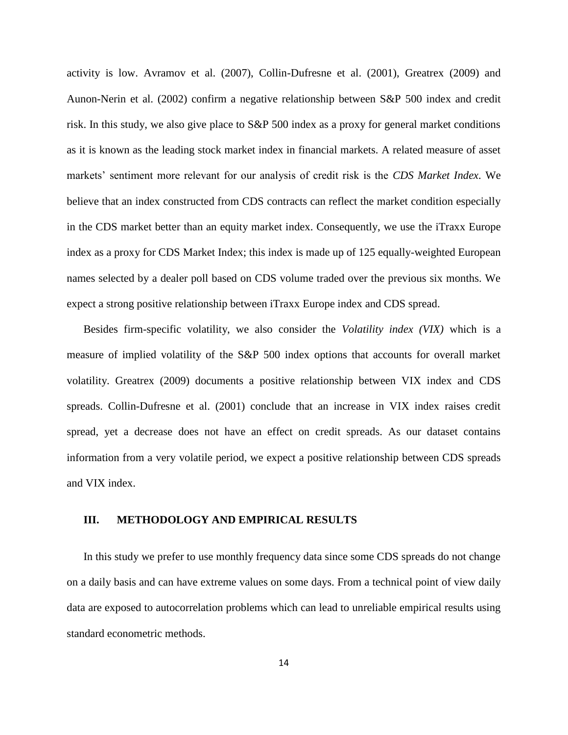activity is low. Avramov et al. (2007), Collin-Dufresne et al. (2001), Greatrex (2009) and Aunon-Nerin et al. (2002) confirm a negative relationship between S&P 500 index and credit risk. In this study, we also give place to S&P 500 index as a proxy for general market conditions as it is known as the leading stock market index in financial markets. A related measure of asset markets' sentiment more relevant for our analysis of credit risk is the *CDS Market Index*. We believe that an index constructed from CDS contracts can reflect the market condition especially in the CDS market better than an equity market index. Consequently, we use the iTraxx Europe index as a proxy for CDS Market Index; this index is made up of 125 equally-weighted European names selected by a dealer poll based on CDS volume traded over the previous six months. We expect a strong positive relationship between iTraxx Europe index and CDS spread.

Besides firm-specific volatility, we also consider the *Volatility index (VIX)* which is a measure of implied volatility of the S&P 500 index options that accounts for overall market volatility. Greatrex (2009) documents a positive relationship between VIX index and CDS spreads. Collin-Dufresne et al. (2001) conclude that an increase in VIX index raises credit spread, yet a decrease does not have an effect on credit spreads. As our dataset contains information from a very volatile period, we expect a positive relationship between CDS spreads and VIX index.

## III. METHODOLOGY AND EMPIRICAL RESULTS

In this study we prefer to use monthly frequency data since some CDS spreads do not change on a daily basis and can have extreme values on some days. From a technical point of view daily data are exposed to autocorrelation problems which can lead to unreliable empirical results using standard econometric methods.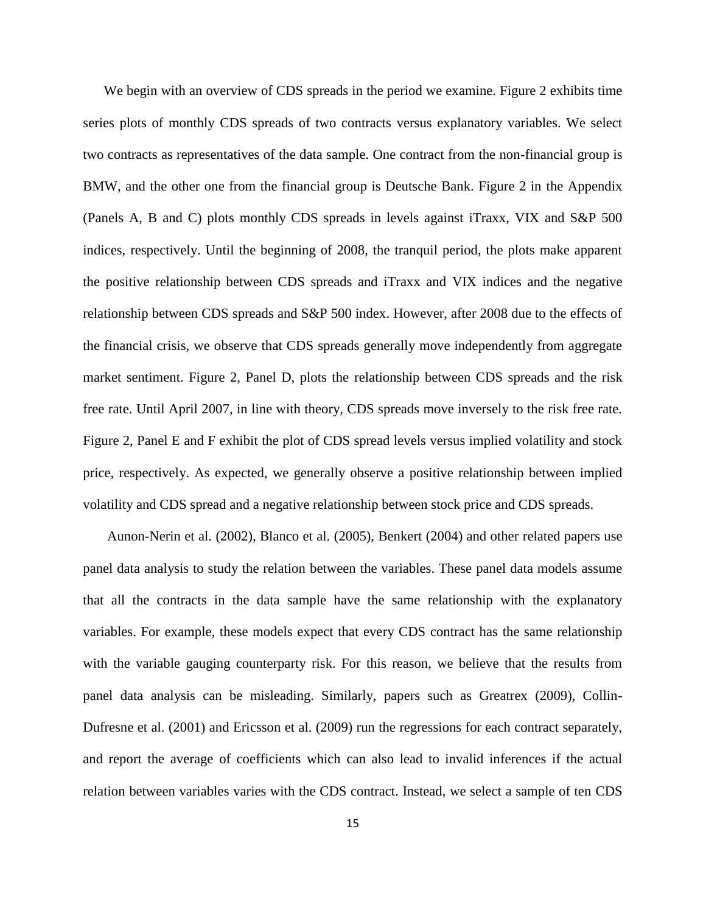We begin with an overview of CDS spreads in the period we examine. Figure 2 exhibits time series plots of monthly CDS spreads of two contracts versus explanatory variables. We select two contracts as representatives of the data sample. One contract from the non-financial group is BMW, and the other one from the financial group is Deutsche Bank. Figure 2 in the Appendix (Panels A, B and C) plots monthly CDS spreads in levels against iTraxx, VIX and S&P 500 indices, respectively. Until the beginning of 2008, the tranquil period, the plots make apparent the positive relationship between CDS spreads and iTraxx and VIX indices and the negative relationship between CDS spreads and S&P 500 index. However, after 2008 due to the effects of the financial crisis, we observe that CDS spreads generally move independently from aggregate market sentiment. Figure 2, Panel D, plots the relationship between CDS spreads and the risk free rate. Until April 2007, in line with theory, CDS spreads move inversely to the risk free rate. Figure 2, Panel E and F exhibit the plot of CDS spread levels versus implied volatility and stock price, respectively. As expected, we generally observe a positive relationship between implied volatility and CDS spread and a negative relationship between stock price and CDS spreads.

Aunon-Nerin et al. (2002), Blanco et al. (2005), Benkert (2004) and other related papers use panel data analysis to study the relation between the variables. These panel data models assume that all the contracts in the data sample have the same relationship with the explanatory variables. For example, these models expect that every CDS contract has the same relationship with the variable gauging counterparty risk. For this reason, we believe that the results from panel data analysis can be misleading. Similarly, papers such as Greatrex (2009), Collin-Dufresne et al. (2001) and Ericsson et al. (2009) run the regressions for each contract separately, and report the average of coefficients which can also lead to invalid inferences if the actual relation between variables varies with the CDS contract. Instead, we select a sample of ten CDS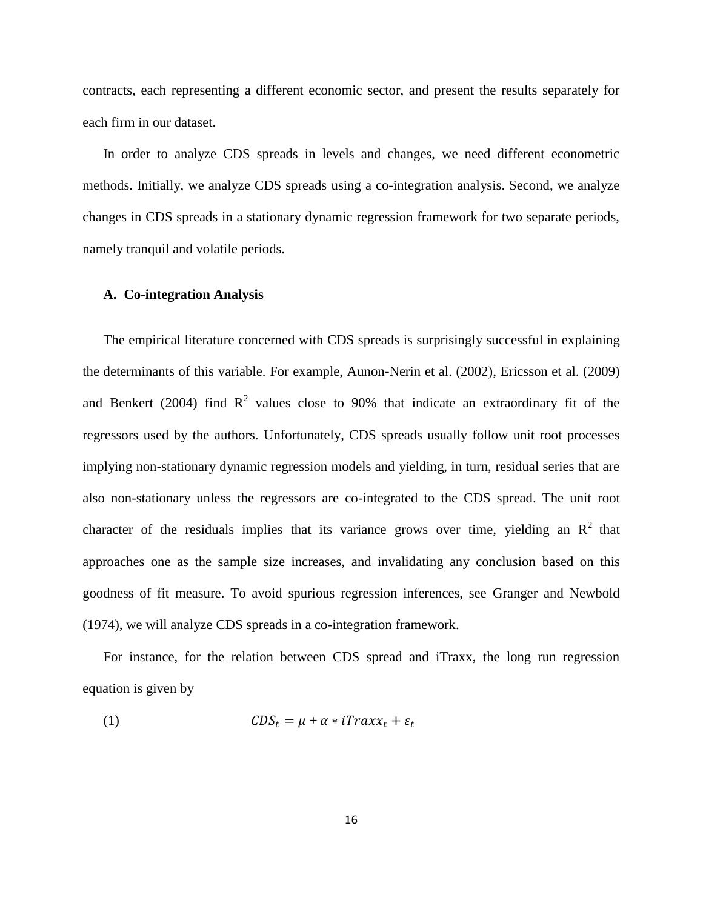contracts, each representing a different economic sector, and present the results separately for each firm in our dataset.

In order to analyze CDS spreads in levels and changes, we need different econometric methods. Initially, we analyze CDS spreads using a co-integration analysis. Second, we analyze changes in CDS spreads in a stationary dynamic regression framework for two separate periods, namely tranquil and volatile periods.

### A. Co-integration Analysis

The empirical literature concerned with CDS spreads is surprisingly successful in explaining the determinants of this variable. For example, Aunon-Nerin et al. (2002), Ericsson et al. (2009) and Benkert (2004) find $R^2$ values close to 90% that indicate an extraordinary fit of the regressors used by the authors. Unfortunately, CDS spreads usually follow unit root processes implying non-stationary dynamic regression models and yielding, in turn, residual series that are also non-stationary unless the regressors are co-integrated to the CDS spread. The unit root character of the residuals implies that its variance grows over time, yielding an $R^2$ that approaches one as the sample size increases, and invalidating any conclusion based on this goodness of fit measure. To avoid spurious regression inferences, see Granger and Newbold (1974), we will analyze CDS spreads in a co-integration framework.

For instance, for the relation between CDS spread and iTraxx, the long run regression equation is given by

$$CDS_t = \mu + \alpha * iTraxx_t + \varepsilon_t \quad (1)$$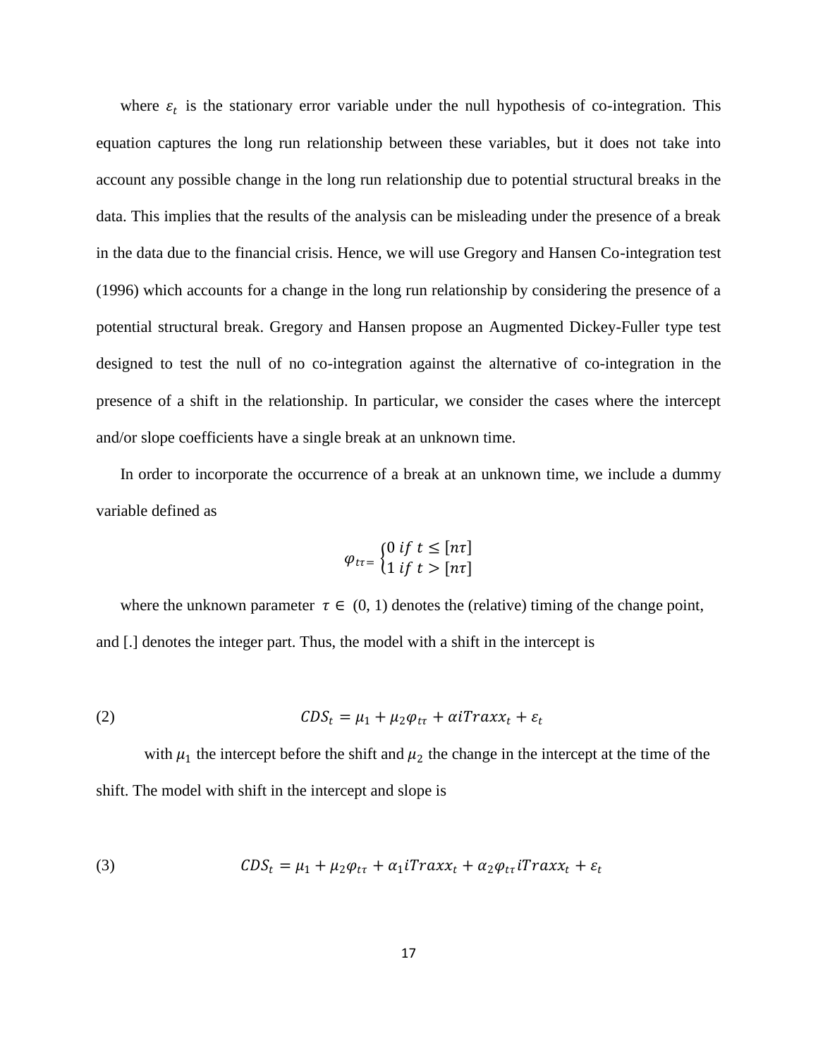where $\varepsilon_t$ is the stationary error variable under the null hypothesis of co-integration. This equation captures the long run relationship between these variables, but it does not take into account any possible change in the long run relationship due to potential structural breaks in the data. This implies that the results of the analysis can be misleading under the presence of a break in the data due to the financial crisis. Hence, we will use Gregory and Hansen Co-integration test (1996) which accounts for a change in the long run relationship by considering the presence of a potential structural break. Gregory and Hansen propose an Augmented Dickey-Fuller type test designed to test the null of no co-integration against the alternative of co-integration in the presence of a shift in the relationship. In particular, we consider the cases where the intercept and/or slope coefficients have a single break at an unknown time.

In order to incorporate the occurrence of a break at an unknown time, we include a dummy variable defined as

$$\varphi_{t\tau} = \begin{cases} 0 \ if \ t \leq [n\tau] \\ 1 \ if \ t > [n\tau] \end{cases}$$

where the unknown parameter $\tau \in (0, 1)$ denotes the (relative) timing of the change point, and [.] denotes the integer part. Thus, the model with a shift in the intercept is

$$CDS_t = \mu_1 + \mu_2 \varphi_{t\tau} + \alpha iTraxx_t + \varepsilon_t \tag{2}$$

with $\mu_1$ the intercept before the shift and $\mu_2$ the change in the intercept at the time of the shift. The model with shift in the intercept and slope is

$$CDS_t = \mu_1 + \mu_2 \varphi_{t\tau} + \alpha_1 iTraxx_t + \alpha_2 \varphi_{t\tau} iTraxx_t + \varepsilon_t \tag{3}$$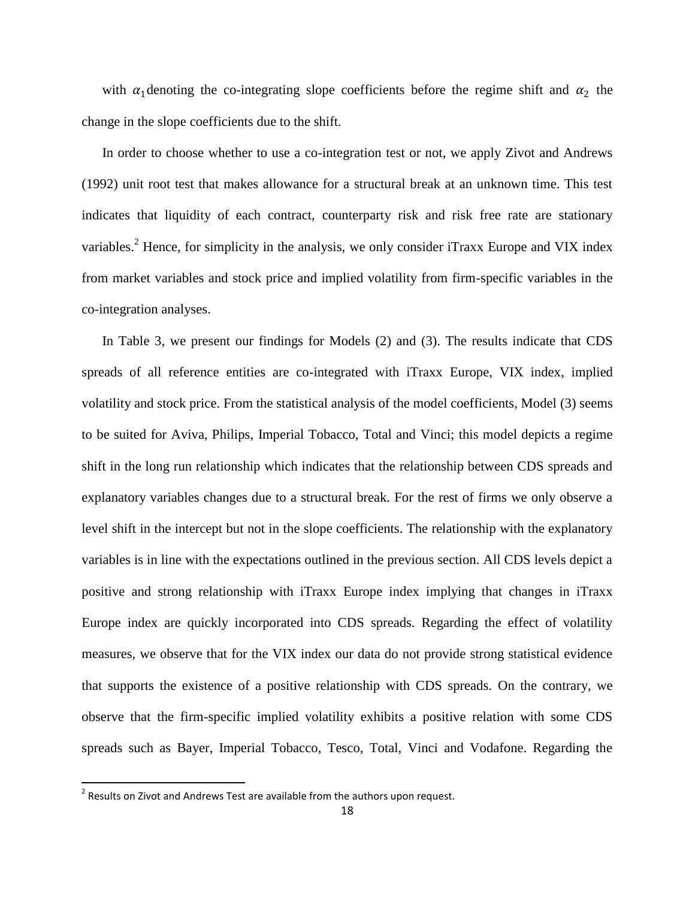with $\alpha_1$ denoting the co-integrating slope coefficients before the regime shift and $\alpha_2$ the change in the slope coefficients due to the shift.

In order to choose whether to use a co-integration test or not, we apply Zivot and Andrews (1992) unit root test that makes allowance for a structural break at an unknown time. This test indicates that liquidity of each contract, counterparty risk and risk free rate are stationary variables.[2] Hence, for simplicity in the analysis, we only consider iTraxx Europe and VIX index from market variables and stock price and implied volatility from firm-specific variables in the co-integration analyses.

In Table 3, we present our findings for Models (2) and (3). The results indicate that CDS spreads of all reference entities are co-integrated with iTraxx Europe, VIX index, implied volatility and stock price. From the statistical analysis of the model coefficients, Model (3) seems to be suited for Aviva, Philips, Imperial Tobacco, Total and Vinci; this model depicts a regime shift in the long run relationship which indicates that the relationship between CDS spreads and explanatory variables changes due to a structural break. For the rest of firms we only observe a level shift in the intercept but not in the slope coefficients. The relationship with the explanatory variables is in line with the expectations outlined in the previous section. All CDS levels depict a positive and strong relationship with iTraxx Europe index implying that changes in iTraxx Europe index are quickly incorporated into CDS spreads. Regarding the effect of volatility measures, we observe that for the VIX index our data do not provide strong statistical evidence that supports the existence of a positive relationship with CDS spreads. On the contrary, we observe that the firm-specific implied volatility exhibits a positive relation with some CDS spreads such as Bayer, Imperial Tobacco, Tesco, Total, Vinci and Vodafone. Regarding the

[2] Results on Zivot and Andrews Test are available from the authors upon request.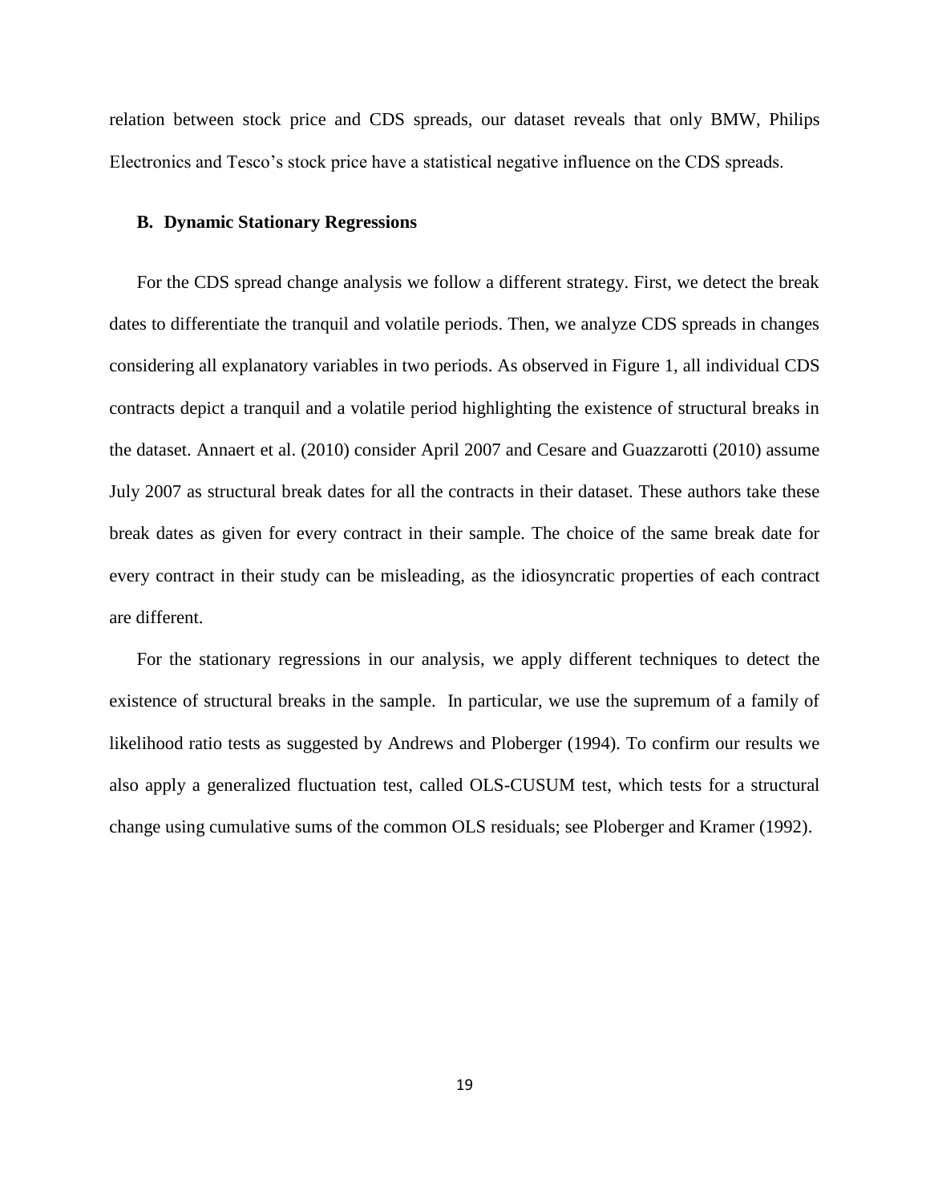relation between stock price and CDS spreads, our dataset reveals that only BMW, Philips Electronics and Tesco's stock price have a statistical negative influence on the CDS spreads.

### B. Dynamic Stationary Regressions

For the CDS spread change analysis we follow a different strategy. First, we detect the break dates to differentiate the tranquil and volatile periods. Then, we analyze CDS spreads in changes considering all explanatory variables in two periods. As observed in Figure 1, all individual CDS contracts depict a tranquil and a volatile period highlighting the existence of structural breaks in the dataset. Annaert et al. (2010) consider April 2007 and Cesare and Guazzarotti (2010) assume July 2007 as structural break dates for all the contracts in their dataset. These authors take these break dates as given for every contract in their sample. The choice of the same break date for every contract in their study can be misleading, as the idiosyncratic properties of each contract are different.

For the stationary regressions in our analysis, we apply different techniques to detect the existence of structural breaks in the sample. In particular, we use the supremum of a family of likelihood ratio tests as suggested by Andrews and Ploberger (1994). To confirm our results we also apply a generalized fluctuation test, called OLS-CUSUM test, which tests for a structural change using cumulative sums of the common OLS residuals; see Ploberger and Kramer (1992).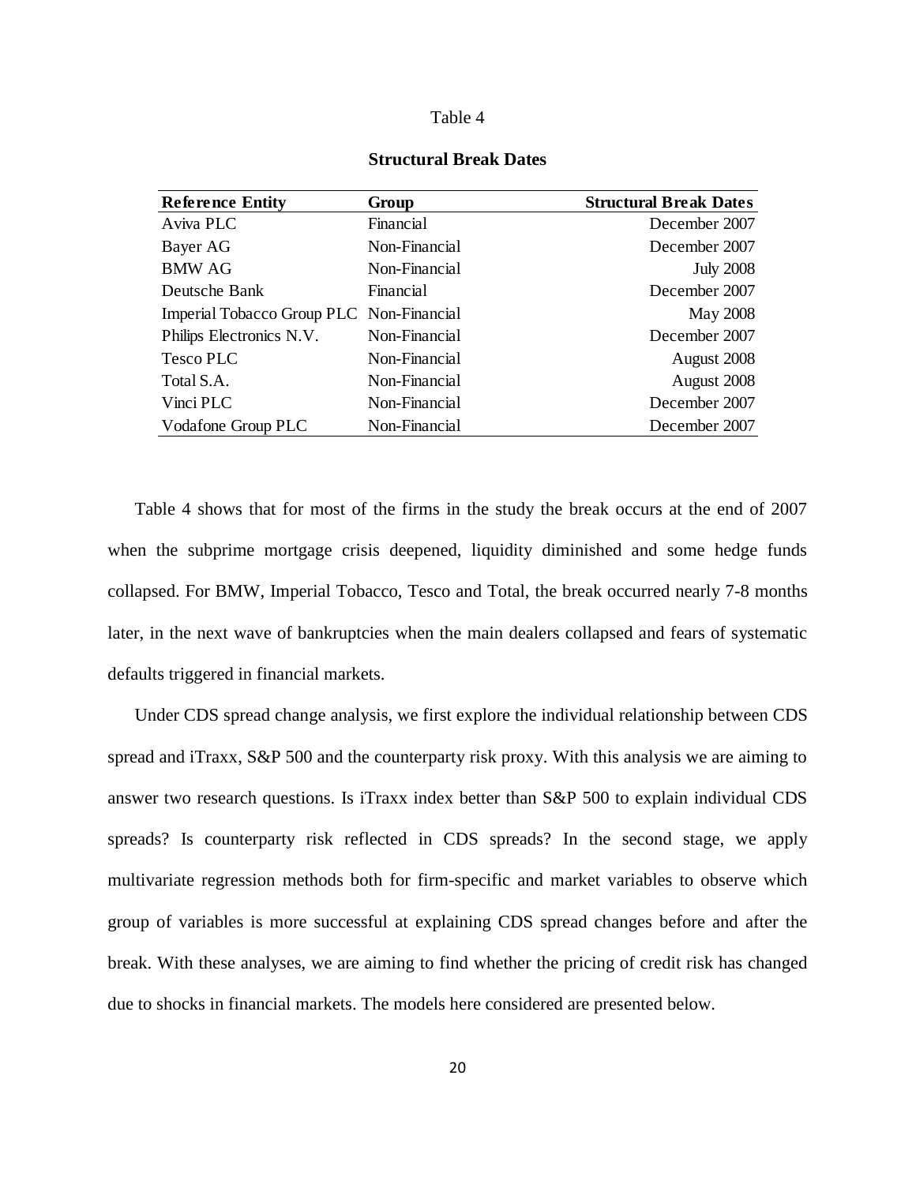Table 4

**Structural Break Dates**

| Reference Entity | Group | Structural Break Dates |
|---|---|---|
| Aviva PLC | Financial | December 2007 |
| Bayer AG | Non-Financial | December 2007 |
| BMW AG | Non-Financial | July 2008 |
| Deutsche Bank | Financial | December 2007 |
| Imperial Tobacco Group PLC | Non-Financial | May 2008 |
| Philips Electronics N.V. | Non-Financial | December 2007 |
| Tesco PLC | Non-Financial | August 2008 |
| Total S.A. | Non-Financial | August 2008 |
| Vinci PLC | Non-Financial | December 2007 |
| Vodafone Group PLC | Non-Financial | December 2007 |

Table 4 shows that for most of the firms in the study the break occurs at the end of 2007 when the subprime mortgage crisis deepened, liquidity diminished and some hedge funds collapsed. For BMW, Imperial Tobacco, Tesco and Total, the break occurred nearly 7-8 months later, in the next wave of bankruptcies when the main dealers collapsed and fears of systematic defaults triggered in financial markets.

Under CDS spread change analysis, we first explore the individual relationship between CDS spread and iTraxx, S&P 500 and the counterparty risk proxy. With this analysis we are aiming to answer two research questions. Is iTraxx index better than S&P 500 to explain individual CDS spreads? Is counterparty risk reflected in CDS spreads? In the second stage, we apply multivariate regression methods both for firm-specific and market variables to observe which group of variables is more successful at explaining CDS spread changes before and after the break. With these analyses, we are aiming to find whether the pricing of credit risk has changed due to shocks in financial markets. The models here considered are presented below.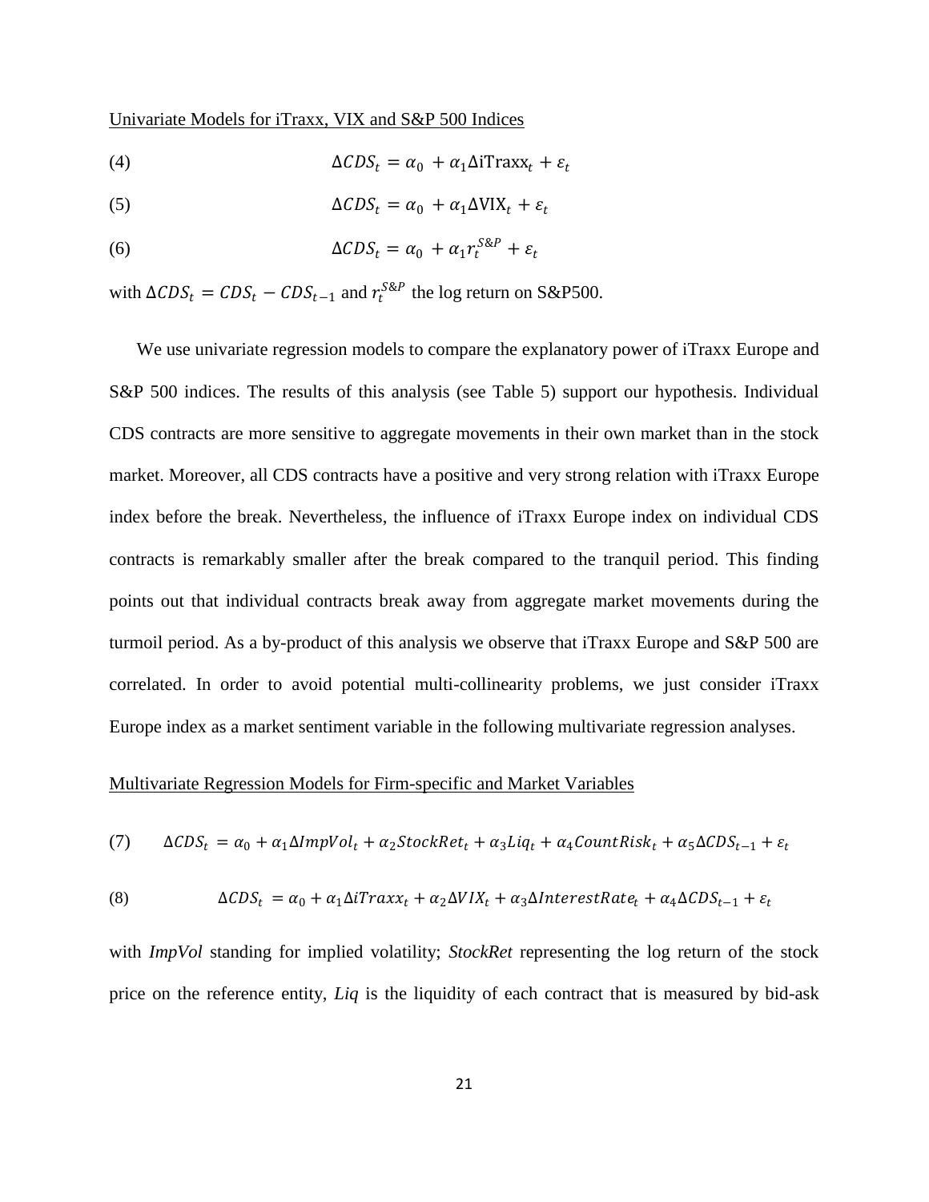Univariate Models for iTraxx, VIX and S&P 500 Indices

$$\Delta CDS_t = \alpha_0 + \alpha_1 \Delta \text{iTraxx}_t + \varepsilon_t \tag{4}$$

$$\Delta CDS_t = \alpha_0 + \alpha_1 \Delta \text{VIX}_t + \varepsilon_t \tag{5}$$

$$\Delta CDS_t = \alpha_0 + \alpha_1 r_t^{S\&P} + \varepsilon_t \tag{6}$$

with $\Delta CDS_t = CDS_t - CDS_{t-1}$ and $r_t^{S\&P}$ the log return on S&P500.

We use univariate regression models to compare the explanatory power of iTraxx Europe and S&P 500 indices. The results of this analysis (see Table 5) support our hypothesis. Individual CDS contracts are more sensitive to aggregate movements in their own market than in the stock market. Moreover, all CDS contracts have a positive and very strong relation with iTraxx Europe index before the break. Nevertheless, the influence of iTraxx Europe index on individual CDS contracts is remarkably smaller after the break compared to the tranquil period. This finding points out that individual contracts break away from aggregate market movements during the turmoil period. As a by-product of this analysis we observe that iTraxx Europe and S&P 500 are correlated. In order to avoid potential multi-collinearity problems, we just consider iTraxx Europe index as a market sentiment variable in the following multivariate regression analyses.

Multivariate Regression Models for Firm-specific and Market Variables

$$\Delta CDS_t = \alpha_0 + \alpha_1 \Delta ImpVol_t + \alpha_2 StockRet_t + \alpha_3 Liq_t + \alpha_4 CountRisk_t + \alpha_5 \Delta CDS_{t-1} + \varepsilon_t \tag{7}$$

$$\Delta CDS_t = \alpha_0 + \alpha_1 \Delta iTraxx_t + \alpha_2 \Delta VIX_t + \alpha_3 \Delta InterestRate_t + \alpha_4 \Delta CDS_{t-1} + \varepsilon_t \tag{8}$$

with *ImpVol* standing for implied volatility; *StockRet* representing the log return of the stock price on the reference entity, *Liq* is the liquidity of each contract that is measured by bid-ask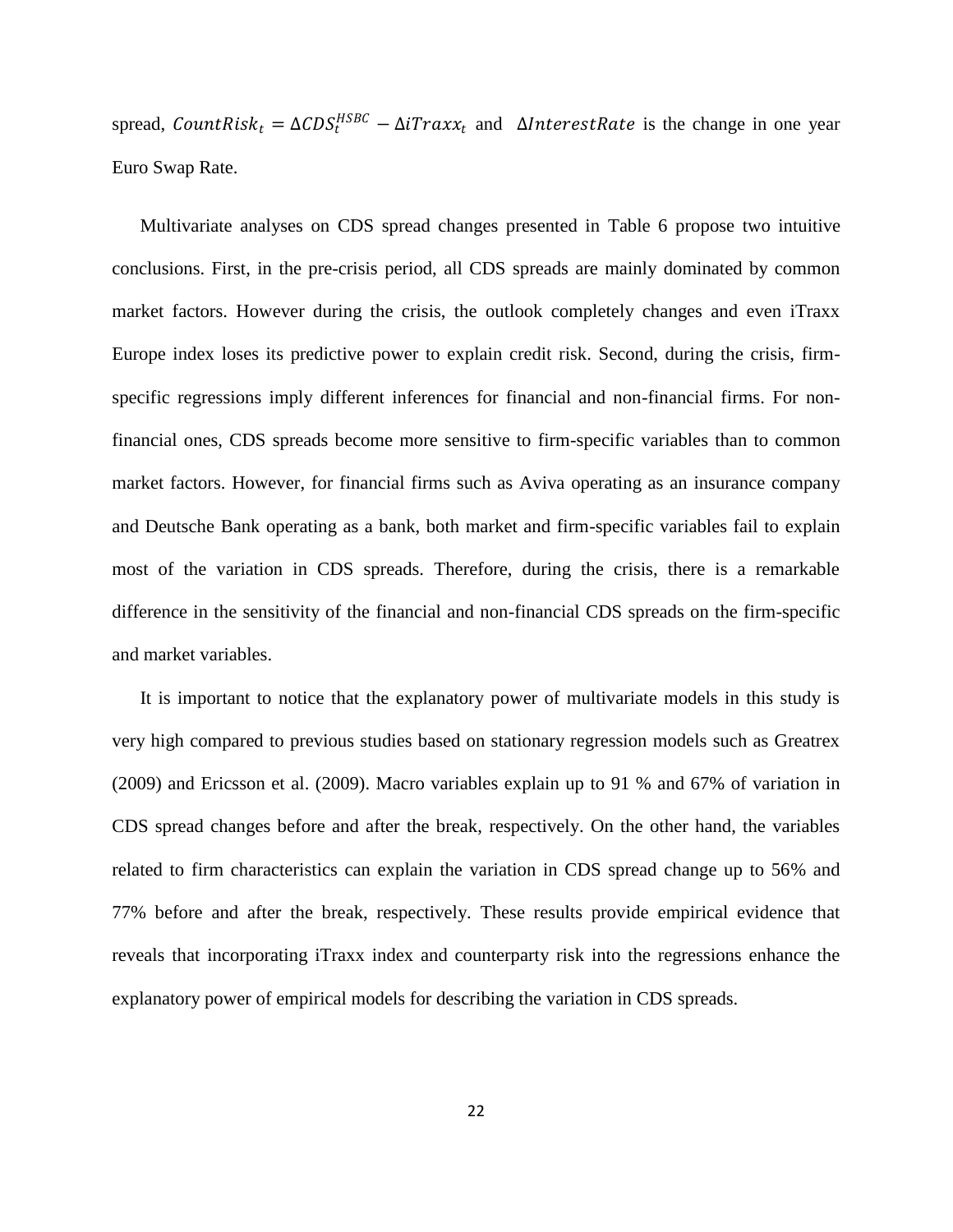spread, $CountRisk_t = \Delta CDS_t^{HSBC} - \Delta iTraxx_t$ and $\Delta InterestRate$ is the change in one year Euro Swap Rate.

Multivariate analyses on CDS spread changes presented in Table 6 propose two intuitive conclusions. First, in the pre-crisis period, all CDS spreads are mainly dominated by common market factors. However during the crisis, the outlook completely changes and even iTraxx Europe index loses its predictive power to explain credit risk. Second, during the crisis, firm-specific regressions imply different inferences for financial and non-financial firms. For non-financial ones, CDS spreads become more sensitive to firm-specific variables than to common market factors. However, for financial firms such as Aviva operating as an insurance company and Deutsche Bank operating as a bank, both market and firm-specific variables fail to explain most of the variation in CDS spreads. Therefore, during the crisis, there is a remarkable difference in the sensitivity of the financial and non-financial CDS spreads on the firm-specific and market variables.

It is important to notice that the explanatory power of multivariate models in this study is very high compared to previous studies based on stationary regression models such as Greatrex (2009) and Ericsson et al. (2009). Macro variables explain up to 91 % and 67% of variation in CDS spread changes before and after the break, respectively. On the other hand, the variables related to firm characteristics can explain the variation in CDS spread change up to 56% and 77% before and after the break, respectively. These results provide empirical evidence that reveals that incorporating iTraxx index and counterparty risk into the regressions enhance the explanatory power of empirical models for describing the variation in CDS spreads.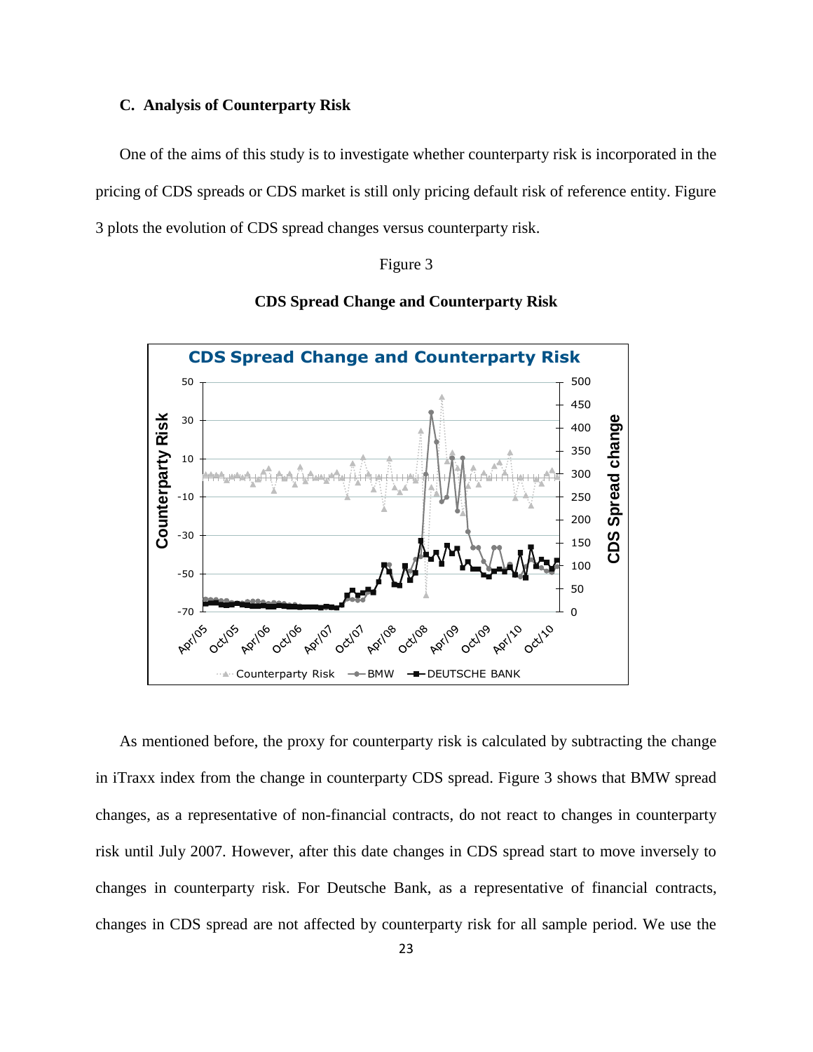### C. Analysis of Counterparty Risk

One of the aims of this study is to investigate whether counterparty risk is incorporated in the pricing of CDS spreads or CDS market is still only pricing default risk of reference entity. Figure 3 plots the evolution of CDS spread changes versus counterparty risk.

Figure 3

**CDS Spread Change and Counterparty Risk**

As mentioned before, the proxy for counterparty risk is calculated by subtracting the change in iTraxx index from the change in counterparty CDS spread. Figure 3 shows that BMW spread changes, as a representative of non-financial contracts, do not react to changes in counterparty risk until July 2007. However, after this date changes in CDS spread start to move inversely to changes in counterparty risk. For Deutsche Bank, as a representative of financial contracts, changes in CDS spread are not affected by counterparty risk for all sample period. We use the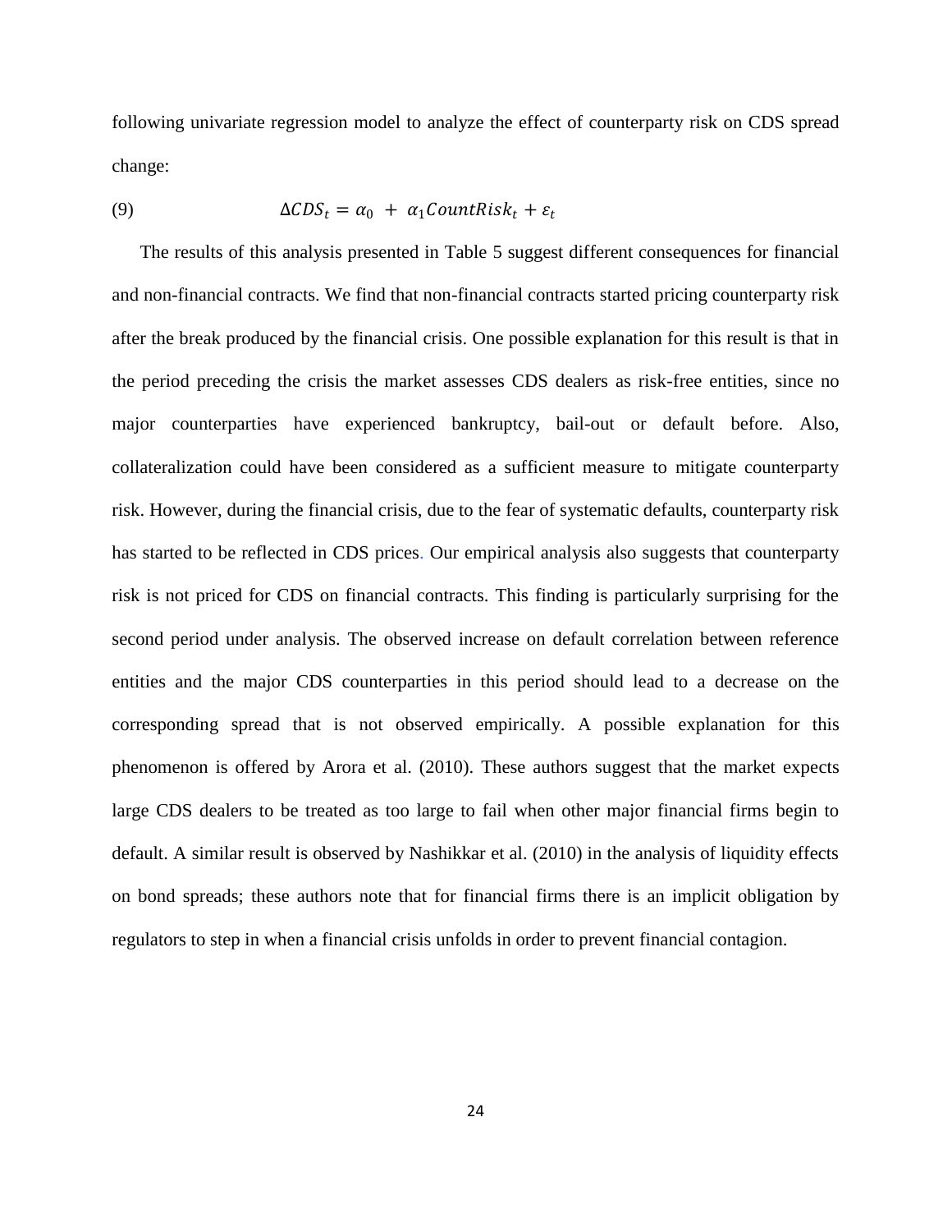following univariate regression model to analyze the effect of counterparty risk on CDS spread change:

$$(9) \qquad \Delta CDS_t = \alpha_0 + \alpha_1 CountRisk_t + \varepsilon_t$$

The results of this analysis presented in Table 5 suggest different consequences for financial and non-financial contracts. We find that non-financial contracts started pricing counterparty risk after the break produced by the financial crisis. One possible explanation for this result is that in the period preceding the crisis the market assesses CDS dealers as risk-free entities, since no major counterparties have experienced bankruptcy, bail-out or default before. Also, collateralization could have been considered as a sufficient measure to mitigate counterparty risk. However, during the financial crisis, due to the fear of systematic defaults, counterparty risk has started to be reflected in CDS prices. Our empirical analysis also suggests that counterparty risk is not priced for CDS on financial contracts. This finding is particularly surprising for the second period under analysis. The observed increase on default correlation between reference entities and the major CDS counterparties in this period should lead to a decrease on the corresponding spread that is not observed empirically. A possible explanation for this phenomenon is offered by Arora et al. (2010). These authors suggest that the market expects large CDS dealers to be treated as too large to fail when other major financial firms begin to default. A similar result is observed by Nashikkar et al. (2010) in the analysis of liquidity effects on bond spreads; these authors note that for financial firms there is an implicit obligation by regulators to step in when a financial crisis unfolds in order to prevent financial contagion.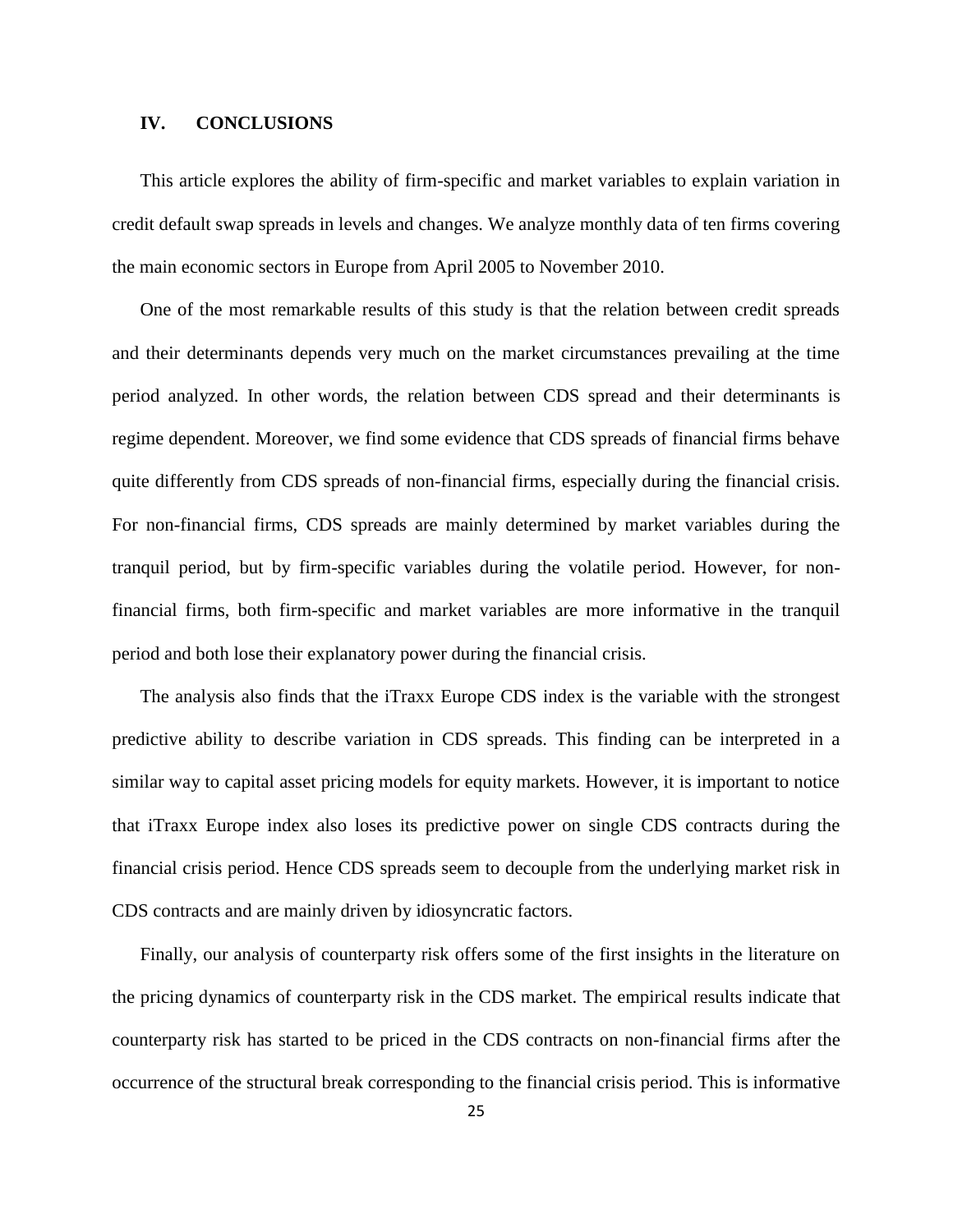## IV. CONCLUSIONS

This article explores the ability of firm-specific and market variables to explain variation in credit default swap spreads in levels and changes. We analyze monthly data of ten firms covering the main economic sectors in Europe from April 2005 to November 2010.

One of the most remarkable results of this study is that the relation between credit spreads and their determinants depends very much on the market circumstances prevailing at the time period analyzed. In other words, the relation between CDS spread and their determinants is regime dependent. Moreover, we find some evidence that CDS spreads of financial firms behave quite differently from CDS spreads of non-financial firms, especially during the financial crisis. For non-financial firms, CDS spreads are mainly determined by market variables during the tranquil period, but by firm-specific variables during the volatile period. However, for non-financial firms, both firm-specific and market variables are more informative in the tranquil period and both lose their explanatory power during the financial crisis.

The analysis also finds that the iTraxx Europe CDS index is the variable with the strongest predictive ability to describe variation in CDS spreads. This finding can be interpreted in a similar way to capital asset pricing models for equity markets. However, it is important to notice that iTraxx Europe index also loses its predictive power on single CDS contracts during the financial crisis period. Hence CDS spreads seem to decouple from the underlying market risk in CDS contracts and are mainly driven by idiosyncratic factors.

Finally, our analysis of counterparty risk offers some of the first insights in the literature on the pricing dynamics of counterparty risk in the CDS market. The empirical results indicate that counterparty risk has started to be priced in the CDS contracts on non-financial firms after the occurrence of the structural break corresponding to the financial crisis period. This is informative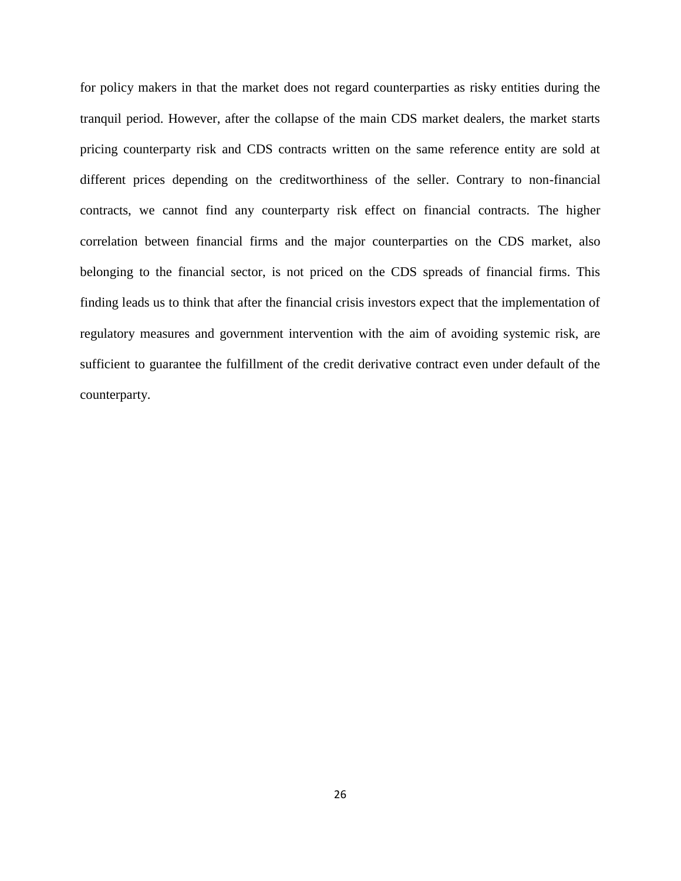for policy makers in that the market does not regard counterparties as risky entities during the tranquil period. However, after the collapse of the main CDS market dealers, the market starts pricing counterparty risk and CDS contracts written on the same reference entity are sold at different prices depending on the creditworthiness of the seller. Contrary to non-financial contracts, we cannot find any counterparty risk effect on financial contracts. The higher correlation between financial firms and the major counterparties on the CDS market, also belonging to the financial sector, is not priced on the CDS spreads of financial firms. This finding leads us to think that after the financial crisis investors expect that the implementation of regulatory measures and government intervention with the aim of avoiding systemic risk, are sufficient to guarantee the fulfillment of the credit derivative contract even under default of the counterparty.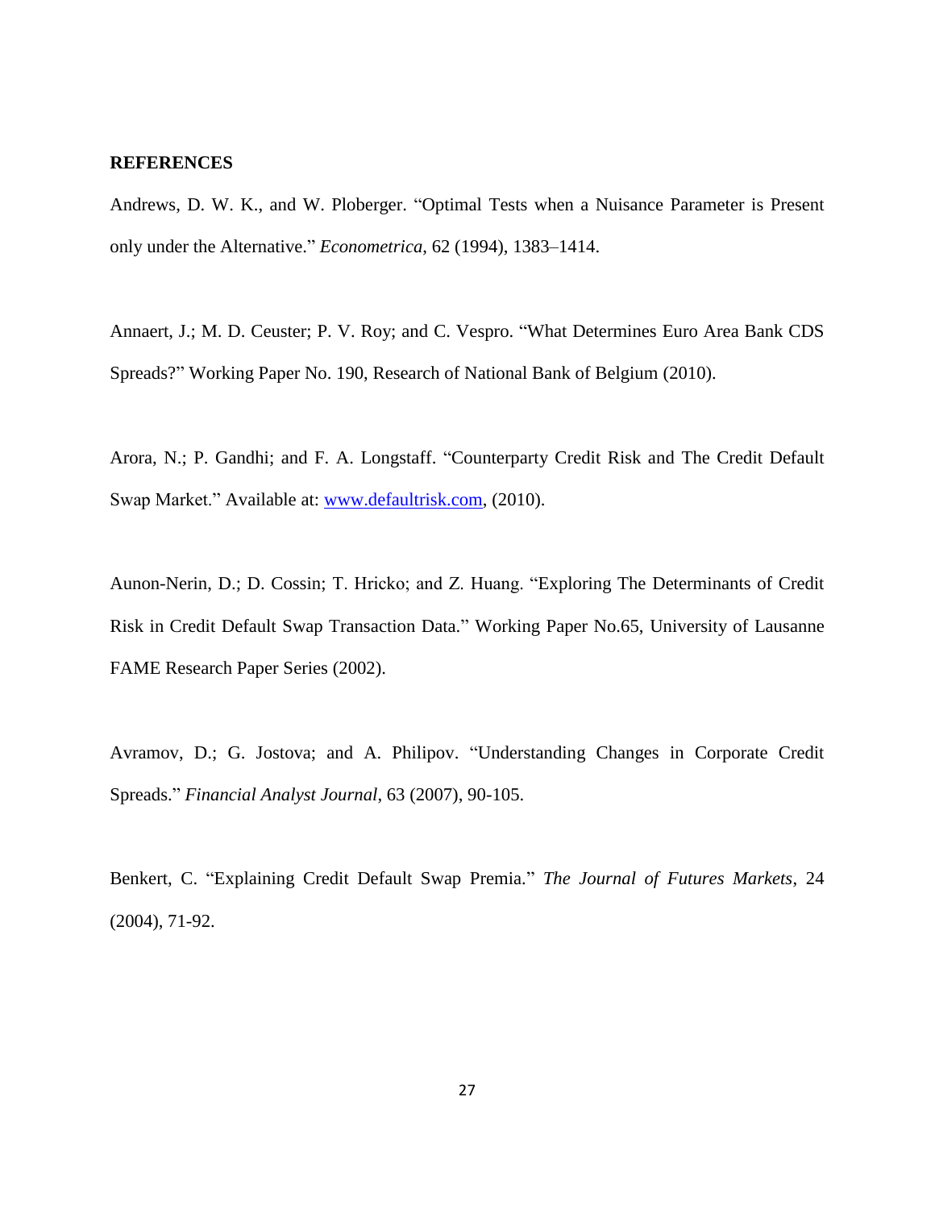**REFERENCES**

Andrews, D. W. K., and W. Ploberger. "Optimal Tests when a Nuisance Parameter is Present only under the Alternative." *Econometrica*, 62 (1994), 1383–1414.

Annaert, J.; M. D. Ceuster; P. V. Roy; and C. Vespro. "What Determines Euro Area Bank CDS Spreads?" Working Paper No. 190, Research of National Bank of Belgium (2010).

Arora, N.; P. Gandhi; and F. A. Longstaff. "Counterparty Credit Risk and The Credit Default Swap Market." Available at: www.defaultrisk.com, (2010).

Aunon-Nerin, D.; D. Cossin; T. Hricko; and Z. Huang. "Exploring The Determinants of Credit Risk in Credit Default Swap Transaction Data." Working Paper No.65, University of Lausanne FAME Research Paper Series (2002).

Avramov, D.; G. Jostova; and A. Philipov. "Understanding Changes in Corporate Credit Spreads." *Financial Analyst Journal*, 63 (2007), 90-105.

Benkert, C. "Explaining Credit Default Swap Premia." *The Journal of Futures Markets*, 24 (2004), 71-92.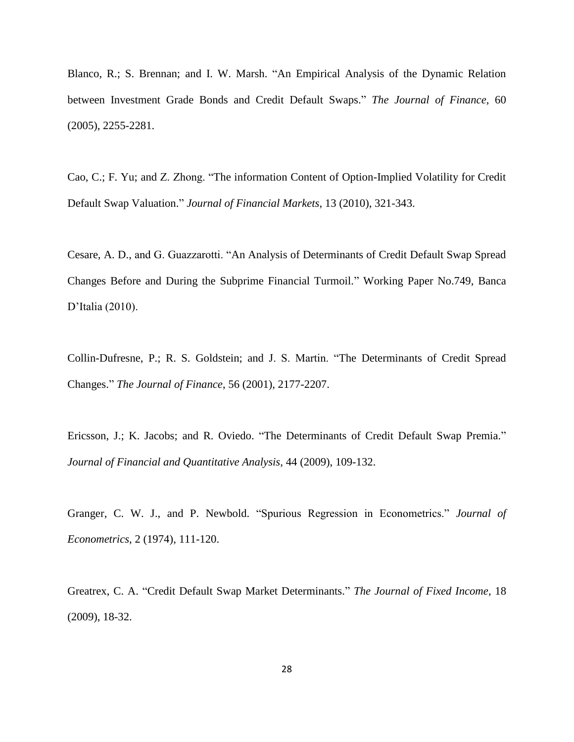Blanco, R.; S. Brennan; and I. W. Marsh. "An Empirical Analysis of the Dynamic Relation between Investment Grade Bonds and Credit Default Swaps." *The Journal of Finance*, 60 (2005), 2255-2281.

Cao, C.; F. Yu; and Z. Zhong. "The information Content of Option-Implied Volatility for Credit Default Swap Valuation." *Journal of Financial Markets*, 13 (2010), 321-343.

Cesare, A. D., and G. Guazzarotti. "An Analysis of Determinants of Credit Default Swap Spread Changes Before and During the Subprime Financial Turmoil." Working Paper No.749, Banca D'Italia (2010).

Collin-Dufresne, P.; R. S. Goldstein; and J. S. Martin. "The Determinants of Credit Spread Changes." *The Journal of Finance*, 56 (2001), 2177-2207.

Ericsson, J.; K. Jacobs; and R. Oviedo. "The Determinants of Credit Default Swap Premia." *Journal of Financial and Quantitative Analysis*, 44 (2009), 109-132.

Granger, C. W. J., and P. Newbold. "Spurious Regression in Econometrics." *Journal of Econometrics*, 2 (1974), 111-120.

Greatrex, C. A. "Credit Default Swap Market Determinants." *The Journal of Fixed Income*, 18 (2009), 18-32.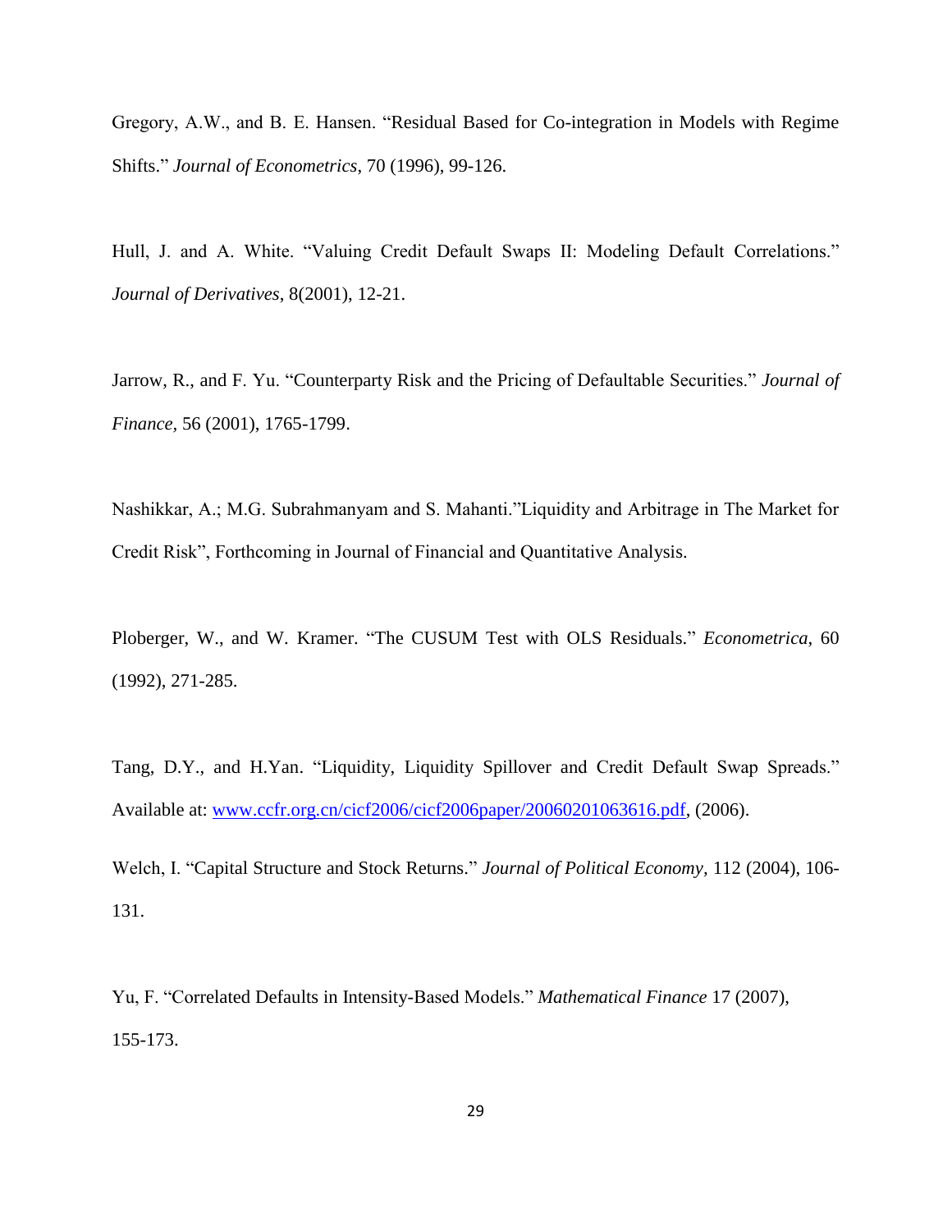Gregory, A.W., and B. E. Hansen. "Residual Based for Co-integration in Models with Regime Shifts." *Journal of Econometrics*, 70 (1996), 99-126.

Hull, J. and A. White. "Valuing Credit Default Swaps II: Modeling Default Correlations." *Journal of Derivatives*, 8(2001), 12-21.

Jarrow, R., and F. Yu. "Counterparty Risk and the Pricing of Defaultable Securities." *Journal of Finance*, 56 (2001), 1765-1799.

Nashikkar, A.; M.G. Subrahmanyam and S. Mahanti."Liquidity and Arbitrage in The Market for Credit Risk", Forthcoming in Journal of Financial and Quantitative Analysis.

Ploberger, W., and W. Kramer. "The CUSUM Test with OLS Residuals." *Econometrica*, 60 (1992), 271-285.

Tang, D.Y., and H.Yan. "Liquidity, Liquidity Spillover and Credit Default Swap Spreads." Available at: [www.ccfr.org.cn/cicf2006/cicf2006paper/20060201063616.pdf](www.ccfr.org.cn/cicf2006/cicf2006paper/20060201063616.pdf), (2006).

Welch, I. "Capital Structure and Stock Returns." *Journal of Political Economy*, 112 (2004), 106-131.

Yu, F. "Correlated Defaults in Intensity-Based Models." *Mathematical Finance* 17 (2007), 155-173.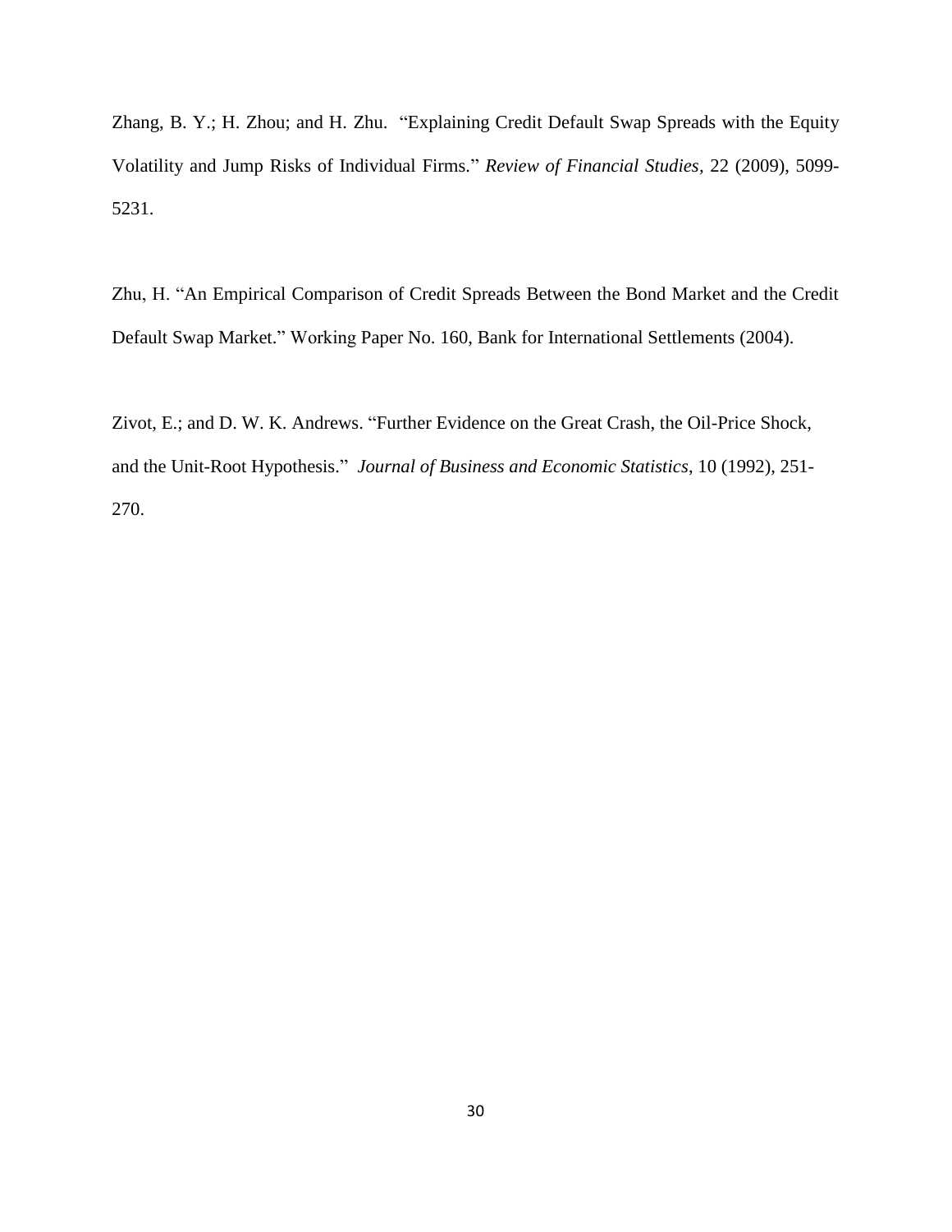Zhang, B. Y.; H. Zhou; and H. Zhu. "Explaining Credit Default Swap Spreads with the Equity Volatility and Jump Risks of Individual Firms." *Review of Financial Studies*, 22 (2009), 5099-5231.

Zhu, H. "An Empirical Comparison of Credit Spreads Between the Bond Market and the Credit Default Swap Market." Working Paper No. 160, Bank for International Settlements (2004).

Zivot, E.; and D. W. K. Andrews. "Further Evidence on the Great Crash, the Oil-Price Shock, and the Unit-Root Hypothesis." *Journal of Business and Economic Statistics*, 10 (1992), 251-270.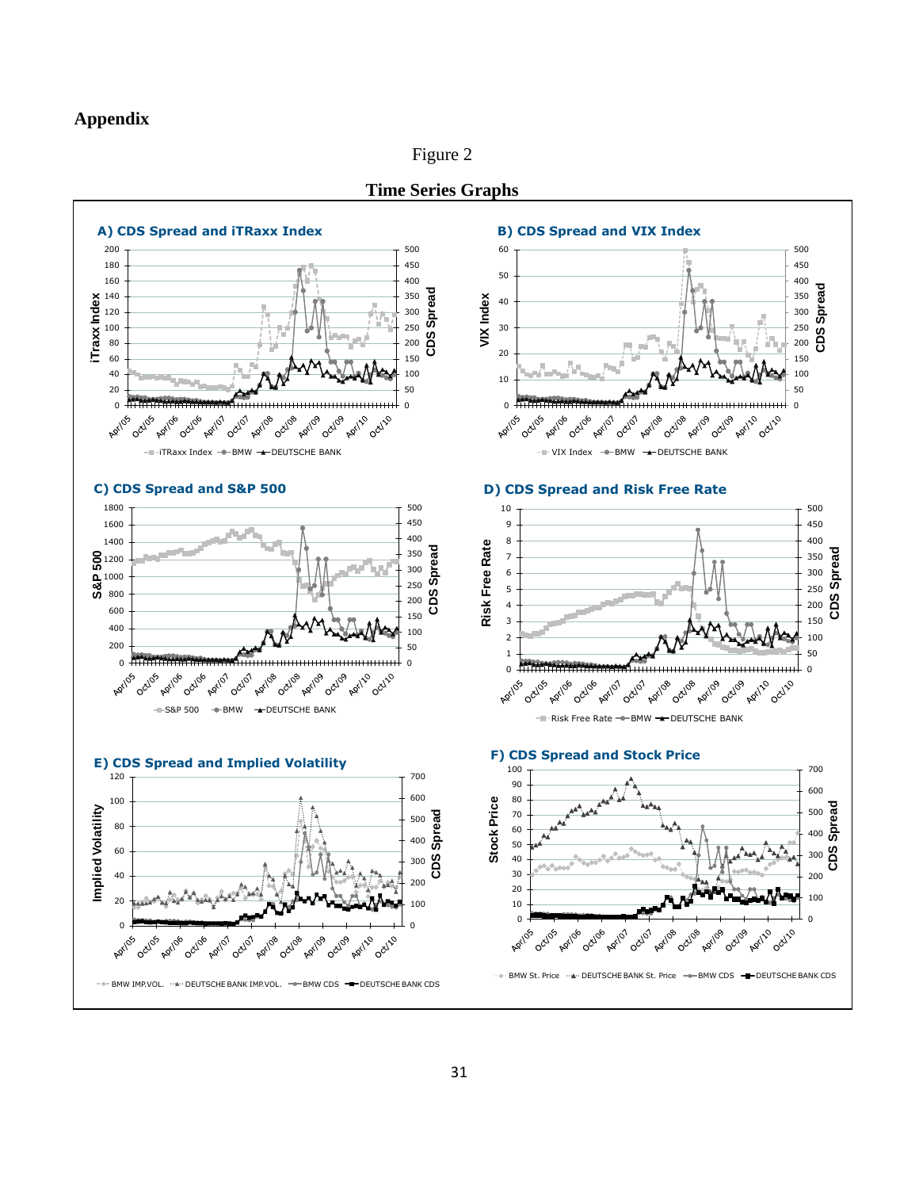# Appendix

Figure 2

**Time Series Graphs**

**A) CDS Spread and iTRaxx Index**

**B) CDS Spread and VIX Index**

**C) CDS Spread and S&P 500**

**D) CDS Spread and Risk Free Rate**

**E) CDS Spread and Implied Volatility**

**F) CDS Spread and Stock Price**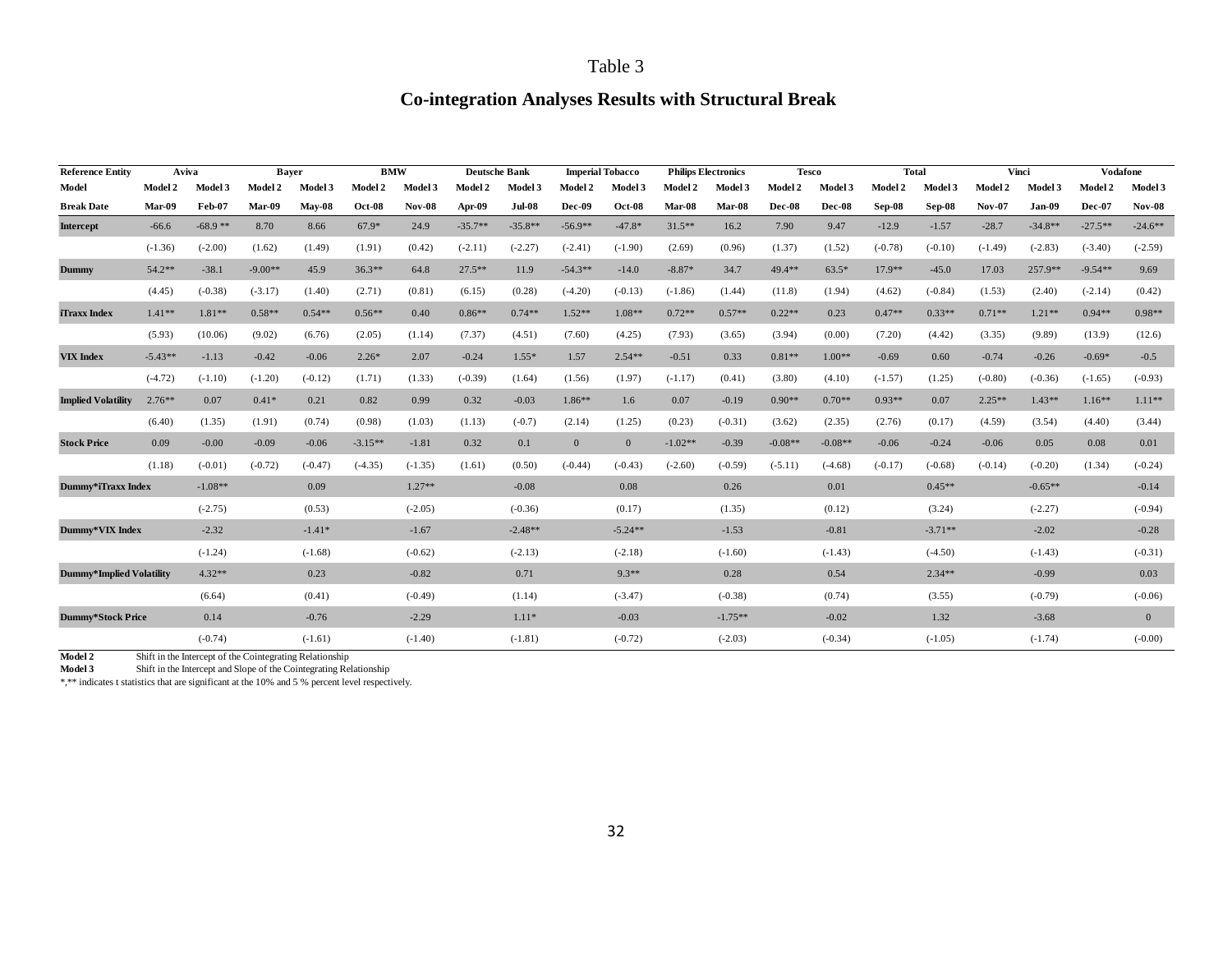Table 3

## Co-integration Analyses Results with Structural Break

| Reference Entity | Aviva | | Bayer | | BMW | | Deutsche Bank | | Imperial Tobacco | | Philips Electronics | | Tesco | | Total | | Vinci | | Vodafone | |
|---|---|---|---|---|---|---|---|---|---|---|---|---|---|---|---|---|---|---|---|---|
| **Model** | **Model 2** | **Model 3** | **Model 2** | **Model 3** | **Model 2** | **Model 3** | **Model 2** | **Model 3** | **Model 2** | **Model 3** | **Model 2** | **Model 3** | **Model 2** | **Model 3** | **Model 2** | **Model 3** | **Model 2** | **Model 3** | **Model 2** | **Model 3** |
| **Break Date** | **Mar-09** | **Feb-07** | **Mar-09** | **May-08** | **Oct-08** | **Nov-08** | **Apr-09** | **Jul-08** | **Dec-09** | **Oct-08** | **Mar-08** | **Mar-08** | **Dec-08** | **Dec-08** | **Sep-08** | **Sep-08** | **Nov-07** | **Jan-09** | **Dec-07** | **Nov-08** |
| **Intercept** | -66.6 | -68.9 ** | 8.70 | 8.66 | 67.9* | 24.9 | -35.7** | -35.8** | -56.9** | -47.8* | 31.5** | 16.2 | 7.90 | 9.47 | -12.9 | -1.57 | -28.7 | -34.8** | -27.5** | -24.6** |
| | (-1.36) | (-2.00) | (1.62) | (1.49) | (1.91) | (0.42) | (-2.11) | (-2.27) | (-2.41) | (-1.90) | (2.69) | (0.96) | (1.37) | (1.52) | (-0.78) | (-0.10) | (-1.49) | (-2.83) | (-3.40) | (-2.59) |
| **Dummy** | 54.2** | -38.1 | -9.00** | 45.9 | 36.3** | 64.8 | 27.5** | 11.9 | -54.3** | -14.0 | -8.87* | 34.7 | 49.4** | 63.5* | 17.9** | -45.0 | 17.03 | 257.9** | -9.54** | 9.69 |
| | (4.45) | (-0.38) | (-3.17) | (1.40) | (2.71) | (0.81) | (6.15) | (0.28) | (-4.20) | (-0.13) | (-1.86) | (1.44) | (11.8) | (1.94) | (4.62) | (-0.84) | (1.53) | (2.40) | (-2.14) | (0.42) |
| **iTraxx Index** | 1.41** | 1.81** | 0.58** | 0.54** | 0.56** | 0.40 | 0.86** | 0.74** | 1.52** | 1.08** | 0.72** | 0.57** | 0.22** | 0.23 | 0.47** | 0.33** | 0.71** | 1.21** | 0.94** | 0.98** |
| | (5.93) | (10.06) | (9.02) | (6.76) | (2.05) | (1.14) | (7.37) | (4.51) | (7.60) | (4.25) | (7.93) | (3.65) | (3.94) | (0.00) | (7.20) | (4.42) | (3.35) | (9.89) | (13.9) | (12.6) |
| **VIX Index** | -5.43** | -1.13 | -0.42 | -0.06 | 2.26* | 2.07 | -0.24 | 1.55* | 1.57 | 2.54** | -0.51 | 0.33 | 0.81** | 1.00** | -0.69 | 0.60 | -0.74 | -0.26 | -0.69* | -0.5 |
| | (-4.72) | (-1.10) | (-1.20) | (-0.12) | (1.71) | (1.33) | (-0.39) | (1.64) | (1.56) | (1.97) | (-1.17) | (0.41) | (3.80) | (4.10) | (-1.57) | (1.25) | (-0.80) | (-0.36) | (-1.65) | (-0.93) |
| **Implied Volatility** | 2.76** | 0.07 | 0.41* | 0.21 | 0.82 | 0.99 | 0.32 | -0.03 | 1.86** | 1.6 | 0.07 | -0.19 | 0.90** | 0.70** | 0.93** | 0.07 | 2.25** | 1.43** | 1.16** | 1.11** |
| | (6.40) | (1.35) | (1.91) | (0.74) | (0.98) | (1.03) | (1.13) | (-0.7) | (2.14) | (1.25) | (0.23) | (-0.31) | (3.62) | (2.35) | (2.76) | (0.17) | (4.59) | (3.54) | (4.40) | (3.44) |
| **Stock Price** | 0.09 | -0.00 | -0.09 | -0.06 | -3.15** | -1.81 | 0.32 | 0.1 | 0 | 0 | -1.02** | -0.39 | -0.08** | -0.08** | -0.06 | -0.24 | -0.06 | 0.05 | 0.08 | 0.01 |
| | (1.18) | (-0.01) | (-0.72) | (-0.47) | (-4.35) | (-1.35) | (1.61) | (0.50) | (-0.44) | (-0.43) | (-2.60) | (-0.59) | (-5.11) | (-4.68) | (-0.17) | (-0.68) | (-0.14) | (-0.20) | (1.34) | (-0.24) |
| **Dummy*iTraxx Index** | | -1.08** | | 0.09 | | 1.27** | | -0.08 | | 0.08 | | 0.26 | | 0.01 | | 0.45** | | -0.65** | | -0.14 |
| | | (-2.75) | | (0.53) | | (-2.05) | | (-0.36) | | (0.17) | | (1.35) | | (0.12) | | (3.24) | | (-2.27) | | (-0.94) |
| **Dummy*VIX Index** | | -2.32 | | -1.41* | | -1.67 | | -2.48** | | -5.24** | | -1.53 | | -0.81 | | -3.71** | | -2.02 | | -0.28 |
| | | (-1.24) | | (-1.68) | | (-0.62) | | (-2.13) | | (-2.18) | | (-1.60) | | (-1.43) | | (-4.50) | | (-1.43) | | (-0.31) |
| **Dummy*Implied Volatility** | | 4.32** | | 0.23 | | -0.82 | | 0.71 | | 9.3** | | 0.28 | | 0.54 | | 2.34** | | -0.99 | | 0.03 |
| | | (6.64) | | (0.41) | | (-0.49) | | (1.14) | | (-3.47) | | (-0.38) | | (0.74) | | (3.55) | | (-0.79) | | (-0.06) |
| **Dummy*Stock Price** | | 0.14 | | -0.76 | | -2.29 | | 1.11* | | -0.03 | | -1.75** | | -0.02 | | 1.32 | | -3.68 | | 0 |
| | | (-0.74) | | (-1.61) | | (-1.40) | | (-1.81) | | (-0.72) | | (-2.03) | | (-0.34) | | (-1.05) | | (-1.74) | | (-0.00) |

**Model 2** Shift in the Intercept of the Cointegrating Relationship
**Model 3** Shift in the Intercept and Slope of the Cointegrating Relationship
*,** indicates t statistics that are significant at the 10% and 5 % percent level respectively.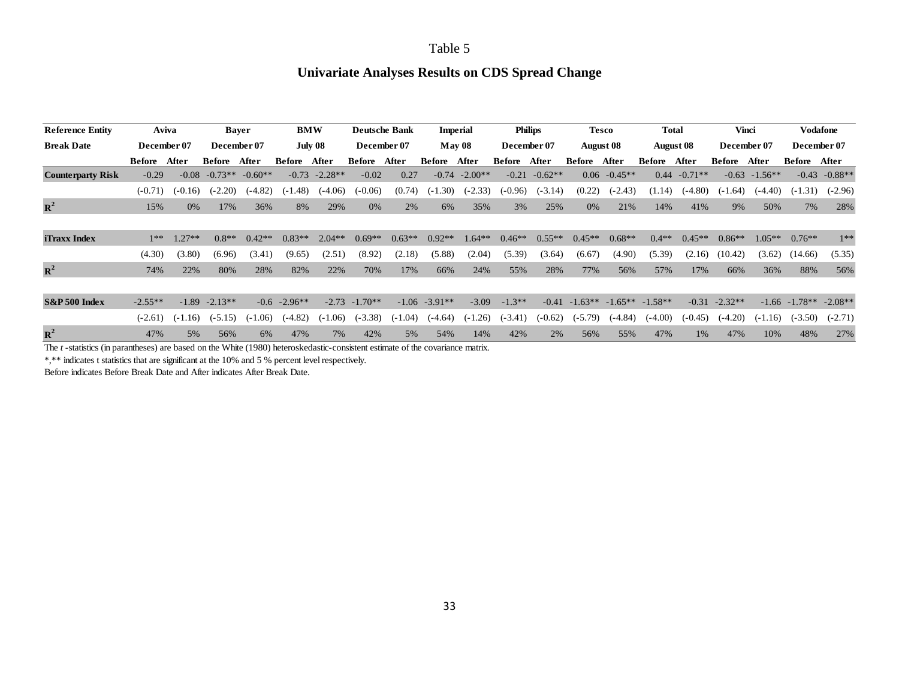Table 5

**Univariate Analyses Results on CDS Spread Change**

| Reference Entity | Aviva | | Bayer | | BMW | | Deutsche Bank | | Imperial | | Philips | | Tesco | | Total | | Vinci | | Vodafone | |
|---|---|---|---|---|---|---|---|---|---|---|---|---|---|---|---|---|---|---|---|---|
| Break Date | December 07 | | December 07 | | July 08 | | December 07 | | May 08 | | December 07 | | August 08 | | August 08 | | December 07 | | December 07 | |
| | Before | After | Before | After | Before | After | Before | After | Before | After | Before | After | Before | After | Before | After | Before | After | Before | After |
| **Counterparty Risk** | -0.29 | -0.08 | -0.73** | -0.60** | -0.73 | -2.28** | -0.02 | 0.27 | -0.74 | -2.00** | -0.21 | -0.62** | 0.06 | -0.45** | 0.44 | -0.71** | -0.63 | -1.56** | -0.43 | -0.88** |
| | (-0.71) | (-0.16) | (-2.20) | (-4.82) | (-1.48) | (-4.06) | (-0.06) | (0.74) | (-1.30) | (-2.33) | (-0.96) | (-3.14) | (0.22) | (-2.43) | (1.14) | (-4.80) | (-1.64) | (-4.40) | (-1.31) | (-2.96) |
| $R^2$ | 15% | 0% | 17% | 36% | 8% | 29% | 0% | 2% | 6% | 35% | 3% | 25% | 0% | 21% | 14% | 41% | 9% | 50% | 7% | 28% |
| **iTraxx Index** | 1** | 1.27** | 0.8** | 0.42** | 0.83** | 2.04** | 0.69** | 0.63** | 0.92** | 1.64** | 0.46** | 0.55** | 0.45** | 0.68** | 0.4** | 0.45** | 0.86** | 1.05** | 0.76** | 1** |
| | (4.30) | (3.80) | (6.96) | (3.41) | (9.65) | (2.51) | (8.92) | (2.18) | (5.88) | (2.04) | (5.39) | (3.64) | (6.67) | (4.90) | (5.39) | (2.16) | (10.42) | (3.62) | (14.66) | (5.35) |
| $R^2$ | 74% | 22% | 80% | 28% | 82% | 22% | 70% | 17% | 66% | 24% | 55% | 28% | 77% | 56% | 57% | 17% | 66% | 36% | 88% | 56% |
| **S&P 500 Index** | -2.55** | -1.89 | -2.13** | -0.6 | -2.96** | -2.73 | -1.70** | -1.06 | -3.91** | -3.09 | -1.3** | -0.41 | -1.63** | -1.65** | -1.58** | -0.31 | -2.32** | -1.66 | -1.78** | -2.08** |
| | (-2.61) | (-1.16) | (-5.15) | (-1.06) | (-4.82) | (-1.06) | (-3.38) | (-1.04) | (-4.64) | (-1.26) | (-3.41) | (-0.62) | (-5.79) | (-4.84) | (-4.00) | (-0.45) | (-4.20) | (-1.16) | (-3.50) | (-2.71) |
| $R^2$ | 47% | 5% | 56% | 6% | 47% | 7% | 42% | 5% | 54% | 14% | 42% | 2% | 56% | 55% | 47% | 1% | 47% | 10% | 48% | 27% |

The *t* -statistics (in parantheses) are based on the White (1980) heteroskedastic-consistent estimate of the covariance matrix.

*,** indicates t statistics that are significant at the 10% and 5 % percent level respectively.

Before indicates Before Break Date and After indicates After Break Date.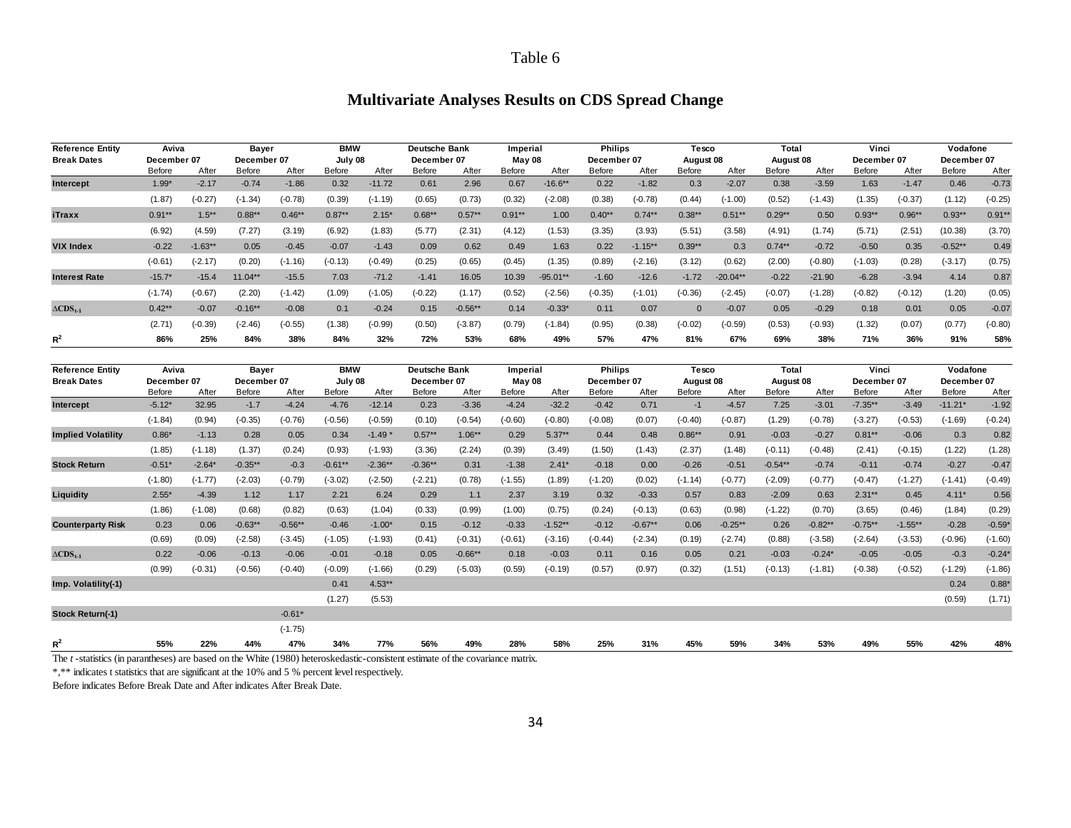Table 6

## Multivariate Analyses Results on CDS Spread Change

| Reference Entity | Aviva | | Bayer | | BMW | | Deutsche Bank | | Imperial | | Philips | | Tesco | | Total | | Vinci | | Vodafone | |
|---|---|---|---|---|---|---|---|---|---|---|---|---|---|---|---|---|---|---|---|---|
| Break Dates | December 07 | | December 07 | | July 08 | | December 07 | | May 08 | | December 07 | | August 08 | | August 08 | | December 07 | | December 07 | |
| | Before | After | Before | After | Before | After | Before | After | Before | After | Before | After | Before | After | Before | After | Before | After | Before | After |
| Intercept | 1.99* | -2.17 | -0.74 | -1.86 | 0.32 | -11.72 | 0.61 | 2.96 | 0.67 | -16.6** | 0.22 | -1.82 | 0.3 | -2.07 | 0.38 | -3.59 | 1.63 | -1.47 | 0.46 | -0.73 |
| | (1.87) | (-0.27) | (-1.34) | (-0.78) | (0.39) | (-1.19) | (0.65) | (0.73) | (0.32) | (-2.08) | (0.38) | (-0.78) | (0.44) | (-1.00) | (0.52) | (-1.43) | (1.35) | (-0.37) | (1.12) | (-0.25) |
| iTraxx | 0.91** | 1.5** | 0.88** | 0.46** | 0.87** | 2.15* | 0.68** | 0.57** | 0.91** | 1.00 | 0.40** | 0.74** | 0.38** | 0.51** | 0.29** | 0.50 | 0.93** | 0.96** | 0.93** | 0.91** |
| | (6.92) | (4.59) | (7.27) | (3.19) | (6.92) | (1.83) | (5.77) | (2.31) | (4.12) | (1.53) | (3.35) | (3.93) | (5.51) | (3.58) | (4.91) | (1.74) | (5.71) | (2.51) | (10.38) | (3.70) |
| VIX Index | -0.22 | -1.63** | 0.05 | -0.45 | -0.07 | -1.43 | 0.09 | 0.62 | 0.49 | 1.63 | 0.22 | -1.15** | 0.39** | 0.3 | 0.74** | -0.72 | -0.50 | 0.35 | -0.52** | 0.49 |
| | (-0.61) | (-2.17) | (0.20) | (-1.16) | (-0.13) | (-0.49) | (0.25) | (0.65) | (0.45) | (1.35) | (0.89) | (-2.16) | (3.12) | (0.62) | (2.00) | (-0.80) | (-1.03) | (0.28) | (-3.17) | (0.75) |
| Interest Rate | -15.7* | -15.4 | 11.04** | -15.5 | 7.03 | -71.2 | -1.41 | 16.05 | 10.39 | -95.01** | -1.60 | -12.6 | -1.72 | -20.04** | -0.22 | -21.90 | -6.28 | -3.94 | 4.14 | 0.87 |
| | (-1.74) | (-0.67) | (2.20) | (-1.42) | (1.09) | (-1.05) | (-0.22) | (1.17) | (0.52) | (-2.56) | (-0.35) | (-1.01) | (-0.36) | (-2.45) | (-0.07) | (-1.28) | (-0.82) | (-0.12) | (1.20) | (0.05) |
| $\Delta CDS_{t-1}$ | 0.42** | -0.07 | -0.16** | -0.08 | 0.1 | -0.24 | 0.15 | -0.56** | 0.14 | -0.33* | 0.11 | 0.07 | 0 | -0.07 | 0.05 | -0.29 | 0.18 | 0.01 | 0.05 | -0.07 |
| | (2.71) | (-0.39) | (-2.46) | (-0.55) | (1.38) | (-0.99) | (0.50) | (-3.87) | (0.79) | (-1.84) | (0.95) | (0.38) | (-0.02) | (-0.59) | (0.53) | (-0.93) | (1.32) | (0.07) | (0.77) | (-0.80) |
| $R^2$ | 86% | 25% | 84% | 38% | 84% | 32% | 72% | 53% | 68% | 49% | 57% | 47% | 81% | 67% | 69% | 38% | 71% | 36% | 91% | 58% |

| Reference Entity | Aviva | | Bayer | | BMW | | Deutsche Bank | | Imperial | | Philips | | Tesco | | Total | | Vinci | | Vodafone | |
|---|---|---|---|---|---|---|---|---|---|---|---|---|---|---|---|---|---|---|---|---|
| Break Dates | December 07 | | December 07 | | July 08 | | December 07 | | May 08 | | December 07 | | August 08 | | August 08 | | December 07 | | December 07 | |
| | Before | After | Before | After | Before | After | Before | After | Before | After | Before | After | Before | After | Before | After | Before | After | Before | After |
| Intercept | -5.12* | 32.95 | -1.7 | -4.24 | -4.76 | -12.14 | 0.23 | -3.36 | -4.24 | -32.2 | -0.42 | 0.71 | -1 | -4.57 | 7.25 | -3.01 | -7.35** | -3.49 | -11.21* | -1.92 |
| | (-1.84) | (0.94) | (-0.35) | (-0.76) | (-0.56) | (-0.59) | (0.10) | (-0.54) | (-0.60) | (-0.80) | (-0.08) | (0.07) | (-0.40) | (-0.87) | (1.29) | (-0.78) | (-3.27) | (-0.53) | (-1.69) | (-0.24) |
| Implied Volatility | 0.86* | -1.13 | 0.28 | 0.05 | 0.34 | -1.49 * | 0.57** | 1.06** | 0.29 | 5.37** | 0.44 | 0.48 | 0.86** | 0.91 | -0.03 | -0.27 | 0.81** | -0.06 | 0.3 | 0.82 |
| | (1.85) | (-1.18) | (1.37) | (0.24) | (0.93) | (-1.93) | (3.36) | (2.24) | (0.39) | (3.49) | (1.50) | (1.43) | (2.37) | (1.48) | (-0.11) | (-0.48) | (2.41) | (-0.15) | (1.22) | (1.28) |
| Stock Return | -0.51* | -2.64* | -0.35** | -0.3 | -0.61** | -2.36** | -0.36** | 0.31 | -1.38 | 2.41* | -0.18 | 0.00 | -0.26 | -0.51 | -0.54** | -0.74 | -0.11 | -0.74 | -0.27 | -0.47 |
| | (-1.80) | (-1.77) | (-2.03) | (-0.79) | (-3.02) | (-2.50) | (-2.21) | (0.78) | (-1.55) | (1.89) | (-1.20) | (0.02) | (-1.14) | (-0.77) | (-2.09) | (-0.77) | (-0.47) | (-1.27) | (-1.41) | (-0.49) |
| Liquidity | 2.55* | -4.39 | 1.12 | 1.17 | 2.21 | 6.24 | 0.29 | 1.1 | 2.37 | 3.19 | 0.32 | -0.33 | 0.57 | 0.83 | -2.09 | 0.63 | 2.31** | 0.45 | 4.11* | 0.56 |
| | (1.86) | (-1.08) | (0.68) | (0.82) | (0.63) | (1.04) | (0.33) | (0.99) | (1.00) | (0.75) | (0.24) | (-0.13) | (0.63) | (0.98) | (-1.22) | (0.70) | (3.65) | (0.46) | (1.84) | (0.29) |
| Counterparty Risk | 0.23 | 0.06 | -0.63** | -0.56** | -0.46 | -1.00* | 0.15 | -0.12 | -0.33 | -1.52** | -0.12 | -0.67** | 0.06 | -0.25** | 0.26 | -0.82** | -0.75** | -1.55** | -0.28 | -0.59* |
| | (0.69) | (0.09) | (-2.58) | (-3.45) | (-1.05) | (-1.93) | (0.41) | (-0.31) | (-0.61) | (-3.16) | (-0.44) | (-2.34) | (0.19) | (-2.74) | (0.88) | (-3.58) | (-2.64) | (-3.53) | (-0.96) | (-1.60) |
| $\Delta CDS_{t-1}$ | 0.22 | -0.06 | -0.13 | -0.06 | -0.01 | -0.18 | 0.05 | -0.66** | 0.18 | -0.03 | 0.11 | 0.16 | 0.05 | 0.21 | -0.03 | -0.24* | -0.05 | -0.05 | -0.3 | -0.24* |
| | (0.99) | (-0.31) | (-0.56) | (-0.40) | (-0.09) | (-1.66) | (0.29) | (-5.03) | (0.59) | (-0.19) | (0.57) | (0.97) | (0.32) | (1.51) | (-0.13) | (-1.81) | (-0.38) | (-0.52) | (-1.29) | (-1.86) |
| Imp. Volatility(-1) | | | | | 0.41 | 4.53** | | | | | | | | | | | | | 0.24 | 0.88* |
| | | | | | (1.27) | (5.53) | | | | | | | | | | | | | (0.59) | (1.71) |
| Stock Return(-1) | | | | -0.61* | | | | | | | | | | | | | | | | |
| | | | | (-1.75) | | | | | | | | | | | | | | | | |
| $R^2$ | 55% | 22% | 44% | 47% | 34% | 77% | 56% | 49% | 28% | 58% | 25% | 31% | 45% | 59% | 34% | 53% | 49% | 55% | 42% | 48% |

The *t* -statistics (in parantheses) are based on the White (1980) heteroskedastic-consistent estimate of the covariance matrix.

*,** indicates t statistics that are significant at the 10% and 5 % percent level respectively.

Before indicates Before Break Date and After indicates After Break Date.